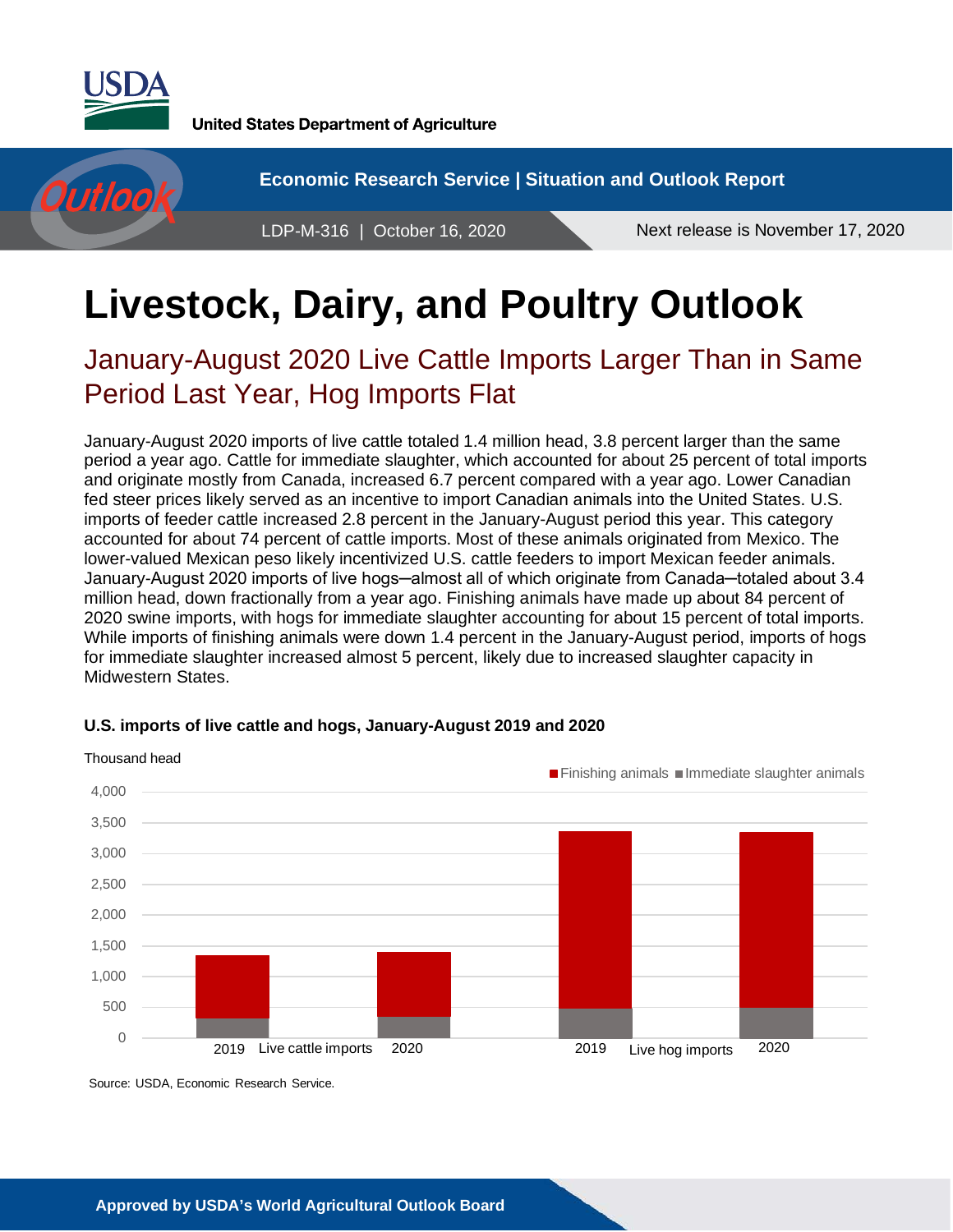United States Department of Agriculture

Economic Research Service | Situation and Outlook Report

LDP-M-316 | October 16, 2020

Next release is November 17, 2020

# Livestock, Dairy, and Poultry Outlook

## January-August 2020 Live Cattle Imports Larger Than in Same Period Last Year, Hog Imports Flat

January-August 2020 imports of live cattle totaled 1.4 million head, 3.8 percent larger than the same period a year ago. Cattle for immediate slaughter, which accounted for about 25 percent of total imports and originate mostly from Canada, increased 6.7 percent compared with a year ago. Lower Canadian fed steer prices likely served as an incentive to import Canadian animals into the United States. U.S. imports of feeder cattle increased 2.8 percent in the January-August period this year. This category accounted for about 74 percent of cattle imports. Most of these animals originated from Mexico. The lower-valued Mexican peso likely incentivized U.S. cattle feeders to import Mexican feeder animals. January-August 2020 imports of live hogs—almost all of which originate from Canada—totaled about 3.4 million head, down fractionally from a year ago. Finishing animals have made up about 84 percent of 2020 swine imports, with hogs for immediate slaughter accounting for about 15 percent of total imports. While imports of finishing animals were down 1.4 percent in the January-August period, imports of hogs for immediate slaughter increased almost 5 percent, likely due to increased slaughter capacity in Midwestern States.

**U.S. imports of live cattle and hogs, January-August 2019 and 2020**

Source: USDA, Economic Research Service.

**Approved by USDA's World Agricultural Outlook Board**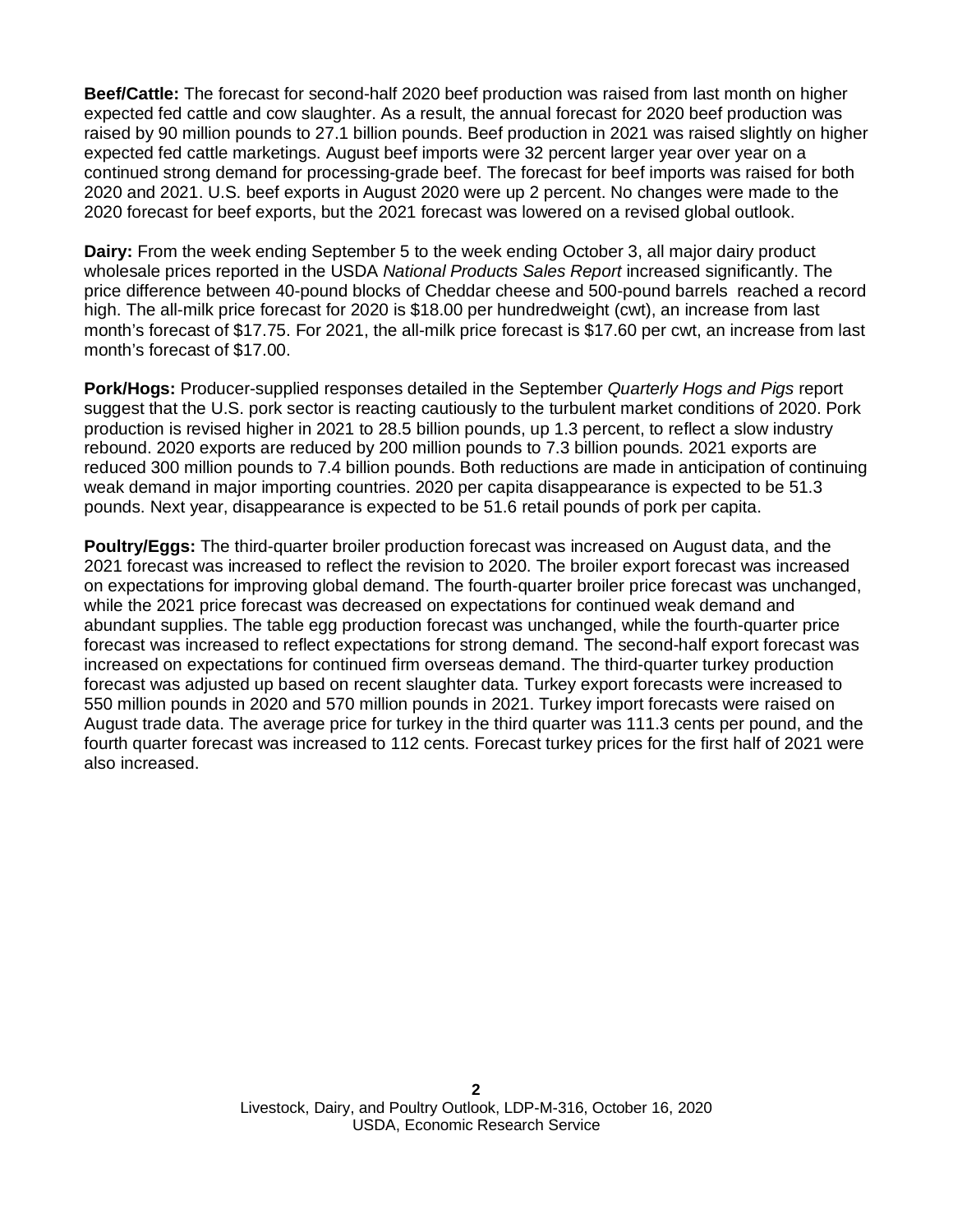**Beef/Cattle:** The forecast for second-half 2020 beef production was raised from last month on higher expected fed cattle and cow slaughter. As a result, the annual forecast for 2020 beef production was raised by 90 million pounds to 27.1 billion pounds. Beef production in 2021 was raised slightly on higher expected fed cattle marketings. August beef imports were 32 percent larger year over year on a continued strong demand for processing-grade beef. The forecast for beef imports was raised for both 2020 and 2021. U.S. beef exports in August 2020 were up 2 percent. No changes were made to the 2020 forecast for beef exports, but the 2021 forecast was lowered on a revised global outlook.

**Dairy:** From the week ending September 5 to the week ending October 3, all major dairy product wholesale prices reported in the USDA *National Products Sales Report* increased significantly. The price difference between 40-pound blocks of Cheddar cheese and 500-pound barrels reached a record high. The all-milk price forecast for 2020 is $18.00 per hundredweight (cwt), an increase from last month's forecast of $17.75. For 2021, the all-milk price forecast is $17.60 per cwt, an increase from last month's forecast of $17.00.

**Pork/Hogs:** Producer-supplied responses detailed in the September *Quarterly Hogs and Pigs* report suggest that the U.S. pork sector is reacting cautiously to the turbulent market conditions of 2020. Pork production is revised higher in 2021 to 28.5 billion pounds, up 1.3 percent, to reflect a slow industry rebound. 2020 exports are reduced by 200 million pounds to 7.3 billion pounds. 2021 exports are reduced 300 million pounds to 7.4 billion pounds. Both reductions are made in anticipation of continuing weak demand in major importing countries. 2020 per capita disappearance is expected to be 51.3 pounds. Next year, disappearance is expected to be 51.6 retail pounds of pork per capita.

**Poultry/Eggs:** The third-quarter broiler production forecast was increased on August data, and the 2021 forecast was increased to reflect the revision to 2020. The broiler export forecast was increased on expectations for improving global demand. The fourth-quarter broiler price forecast was unchanged, while the 2021 price forecast was decreased on expectations for continued weak demand and abundant supplies. The table egg production forecast was unchanged, while the fourth-quarter price forecast was increased to reflect expectations for strong demand. The second-half export forecast was increased on expectations for continued firm overseas demand. The third-quarter turkey production forecast was adjusted up based on recent slaughter data. Turkey export forecasts were increased to 550 million pounds in 2020 and 570 million pounds in 2021. Turkey import forecasts were raised on August trade data. The average price for turkey in the third quarter was 111.3 cents per pound, and the fourth quarter forecast was increased to 112 cents. Forecast turkey prices for the first half of 2021 were also increased.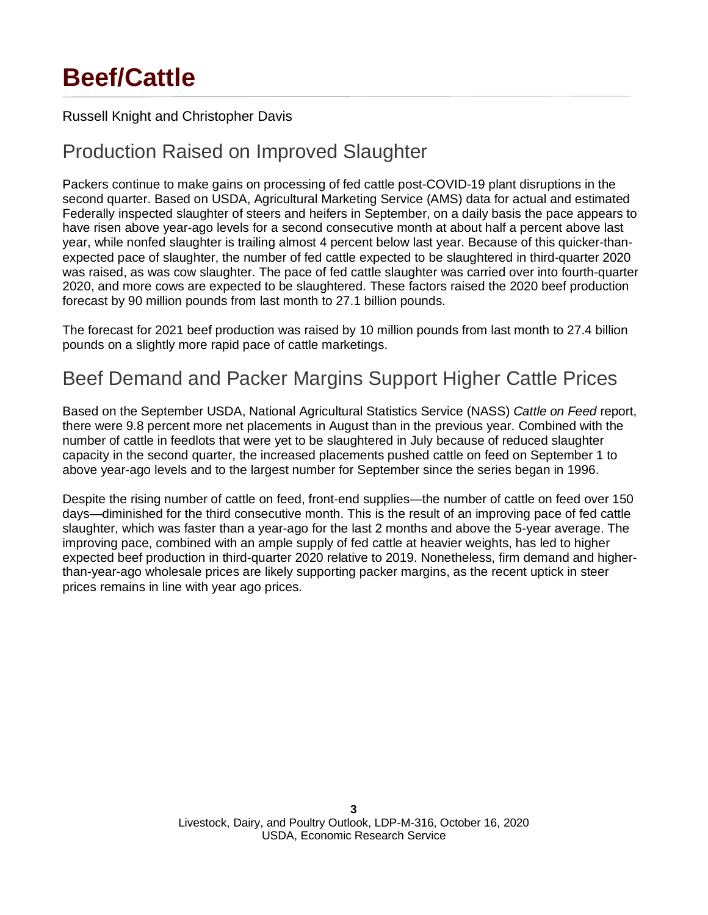# Beef/Cattle

Russell Knight and Christopher Davis

## Production Raised on Improved Slaughter

Packers continue to make gains on processing of fed cattle post-COVID-19 plant disruptions in the second quarter. Based on USDA, Agricultural Marketing Service (AMS) data for actual and estimated Federally inspected slaughter of steers and heifers in September, on a daily basis the pace appears to have risen above year-ago levels for a second consecutive month at about half a percent above last year, while nonfed slaughter is trailing almost 4 percent below last year. Because of this quicker-than-expected pace of slaughter, the number of fed cattle expected to be slaughtered in third-quarter 2020 was raised, as was cow slaughter. The pace of fed cattle slaughter was carried over into fourth-quarter 2020, and more cows are expected to be slaughtered. These factors raised the 2020 beef production forecast by 90 million pounds from last month to 27.1 billion pounds.

The forecast for 2021 beef production was raised by 10 million pounds from last month to 27.4 billion pounds on a slightly more rapid pace of cattle marketings.

## Beef Demand and Packer Margins Support Higher Cattle Prices

Based on the September USDA, National Agricultural Statistics Service (NASS) *Cattle on Feed* report, there were 9.8 percent more net placements in August than in the previous year. Combined with the number of cattle in feedlots that were yet to be slaughtered in July because of reduced slaughter capacity in the second quarter, the increased placements pushed cattle on feed on September 1 to above year-ago levels and to the largest number for September since the series began in 1996.

Despite the rising number of cattle on feed, front-end supplies—the number of cattle on feed over 150 days—diminished for the third consecutive month. This is the result of an improving pace of fed cattle slaughter, which was faster than a year-ago for the last 2 months and above the 5-year average. The improving pace, combined with an ample supply of fed cattle at heavier weights, has led to higher expected beef production in third-quarter 2020 relative to 2019. Nonetheless, firm demand and higher-than-year-ago wholesale prices are likely supporting packer margins, as the recent uptick in steer prices remains in line with year ago prices.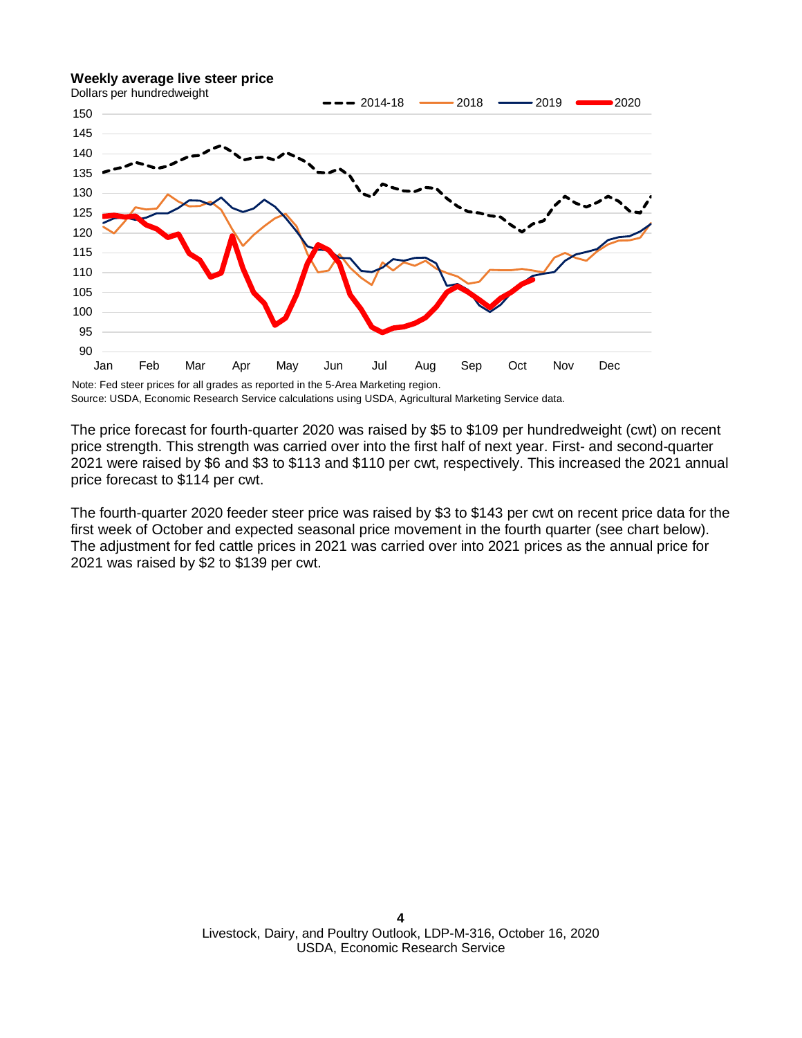**Weekly average live steer price**

Dollars per hundredweight

Note: Fed steer prices for all grades as reported in the 5-Area Marketing region.
Source: USDA, Economic Research Service calculations using USDA, Agricultural Marketing Service data.

The price forecast for fourth-quarter 2020 was raised by $5 to $109 per hundredweight (cwt) on recent price strength. This strength was carried over into the first half of next year. First- and second-quarter 2021 were raised by $6 and $3 to $113 and $110 per cwt, respectively. This increased the 2021 annual price forecast to $114 per cwt.

The fourth-quarter 2020 feeder steer price was raised by $3 to $143 per cwt on recent price data for the first week of October and expected seasonal price movement in the fourth quarter (see chart below). The adjustment for fed cattle prices in 2021 was carried over into 2021 prices as the annual price for 2021 was raised by $2 to $139 per cwt.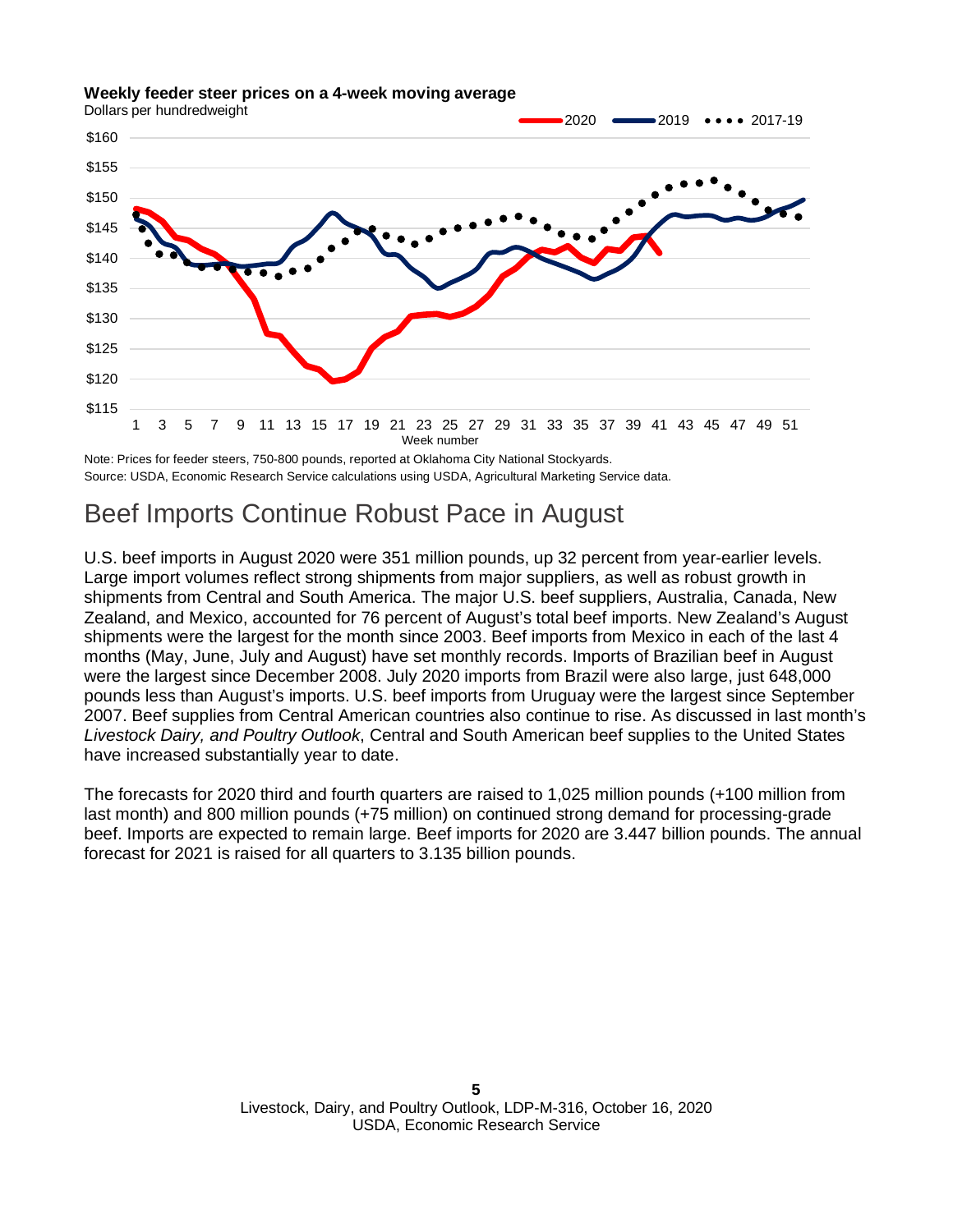**Weekly feeder steer prices on a 4-week moving average**

Dollars per hundredweight

Note: Prices for feeder steers, 750-800 pounds, reported at Oklahoma City National Stockyards.
Source: USDA, Economic Research Service calculations using USDA, Agricultural Marketing Service data.

# Beef Imports Continue Robust Pace in August

U.S. beef imports in August 2020 were 351 million pounds, up 32 percent from year-earlier levels. Large import volumes reflect strong shipments from major suppliers, as well as robust growth in shipments from Central and South America. The major U.S. beef suppliers, Australia, Canada, New Zealand, and Mexico, accounted for 76 percent of August's total beef imports. New Zealand's August shipments were the largest for the month since 2003. Beef imports from Mexico in each of the last 4 months (May, June, July and August) have set monthly records. Imports of Brazilian beef in August were the largest since December 2008. July 2020 imports from Brazil were also large, just 648,000 pounds less than August's imports. U.S. beef imports from Uruguay were the largest since September 2007. Beef supplies from Central American countries also continue to rise. As discussed in last month's *Livestock Dairy, and Poultry Outlook*, Central and South American beef supplies to the United States have increased substantially year to date.

The forecasts for 2020 third and fourth quarters are raised to 1,025 million pounds (+100 million from last month) and 800 million pounds (+75 million) on continued strong demand for processing-grade beef. Imports are expected to remain large. Beef imports for 2020 are 3.447 billion pounds. The annual forecast for 2021 is raised for all quarters to 3.135 billion pounds.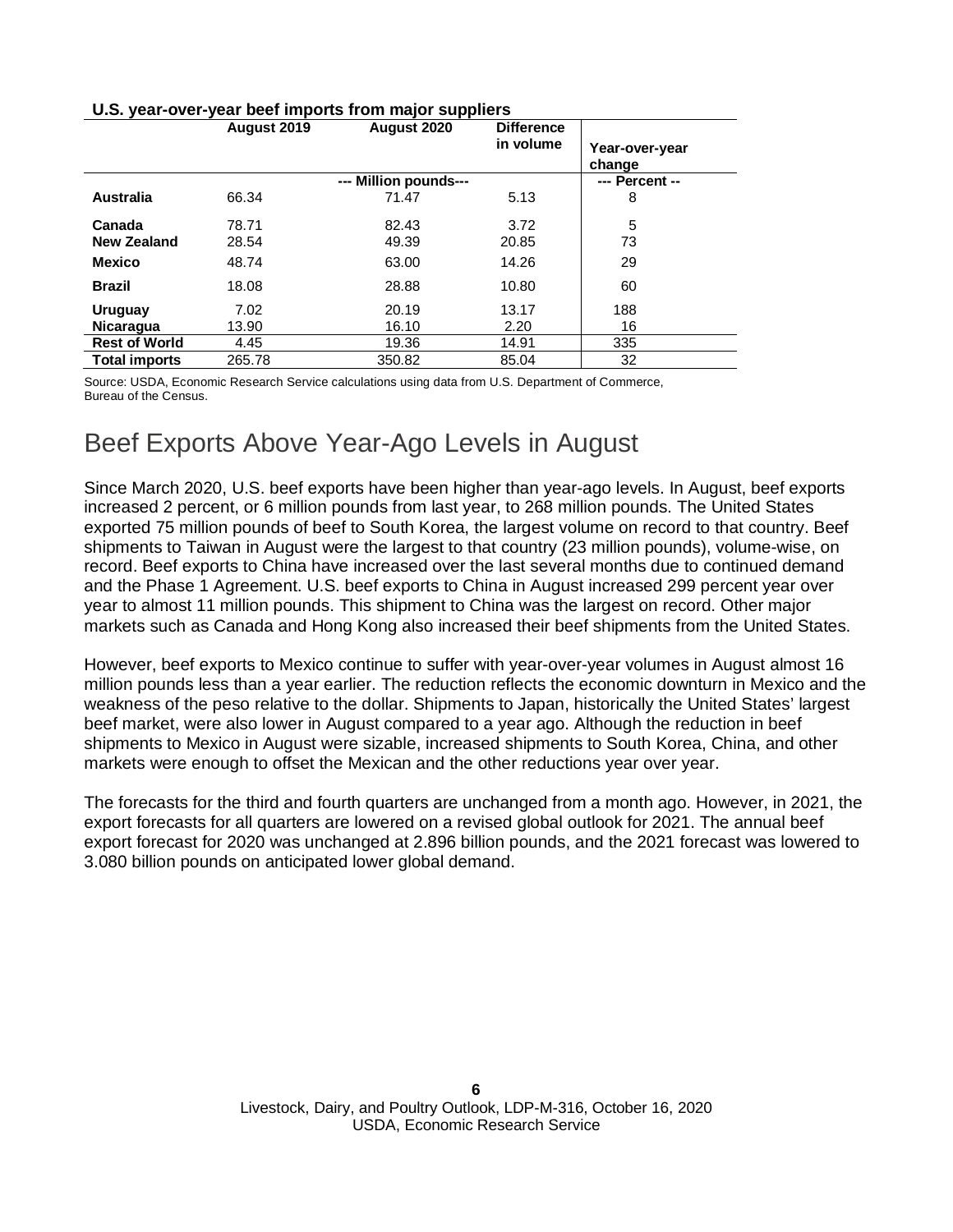**U.S. year-over-year beef imports from major suppliers**

| | August 2019 | August 2020 | Difference in volume | Year-over-year change |
|---|---|---|---|---|
| | --- Million pounds--- | | | --- Percent -- |
| **Australia** | 66.34 | 71.47 | 5.13 | 8 |
| **Canada** | 78.71 | 82.43 | 3.72 | 5 |
| **New Zealand** | 28.54 | 49.39 | 20.85 | 73 |
| **Mexico** | 48.74 | 63.00 | 14.26 | 29 |
| **Brazil** | 18.08 | 28.88 | 10.80 | 60 |
| **Uruguay** | 7.02 | 20.19 | 13.17 | 188 |
| **Nicaragua** | 13.90 | 16.10 | 2.20 | 16 |
| **Rest of World** | 4.45 | 19.36 | 14.91 | 335 |
| **Total imports** | 265.78 | 350.82 | 85.04 | 32 |

Source: USDA, Economic Research Service calculations using data from U.S. Department of Commerce, Bureau of the Census.

# Beef Exports Above Year-Ago Levels in August

Since March 2020, U.S. beef exports have been higher than year-ago levels. In August, beef exports increased 2 percent, or 6 million pounds from last year, to 268 million pounds. The United States exported 75 million pounds of beef to South Korea, the largest volume on record to that country. Beef shipments to Taiwan in August were the largest to that country (23 million pounds), volume-wise, on record. Beef exports to China have increased over the last several months due to continued demand and the Phase 1 Agreement. U.S. beef exports to China in August increased 299 percent year over year to almost 11 million pounds. This shipment to China was the largest on record. Other major markets such as Canada and Hong Kong also increased their beef shipments from the United States.

However, beef exports to Mexico continue to suffer with year-over-year volumes in August almost 16 million pounds less than a year earlier. The reduction reflects the economic downturn in Mexico and the weakness of the peso relative to the dollar. Shipments to Japan, historically the United States' largest beef market, were also lower in August compared to a year ago. Although the reduction in beef shipments to Mexico in August were sizable, increased shipments to South Korea, China, and other markets were enough to offset the Mexican and the other reductions year over year.

The forecasts for the third and fourth quarters are unchanged from a month ago. However, in 2021, the export forecasts for all quarters are lowered on a revised global outlook for 2021. The annual beef export forecast for 2020 was unchanged at 2.896 billion pounds, and the 2021 forecast was lowered to 3.080 billion pounds on anticipated lower global demand.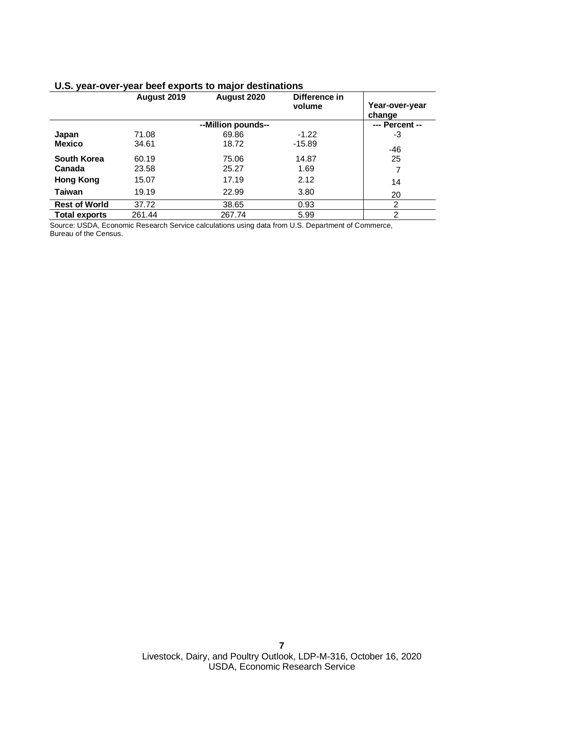**U.S. year-over-year beef exports to major destinations**

| | August 2019 | August 2020 | Difference in volume | Year-over-year change |
|---|---|---|---|---|
| | --Million pounds-- | | | --- Percent -- |
| **Japan** | 71.08 | 69.86 | -1.22 | -3 |
| **Mexico** | 34.61 | 18.72 | -15.89 | -46 |
| **South Korea** | 60.19 | 75.06 | 14.87 | 25 |
| **Canada** | 23.58 | 25.27 | 1.69 | 7 |
| **Hong Kong** | 15.07 | 17.19 | 2.12 | 14 |
| **Taiwan** | 19.19 | 22.99 | 3.80 | 20 |
| **Rest of World** | 37.72 | 38.65 | 0.93 | 2 |
| **Total exports** | 261.44 | 267.74 | 5.99 | 2 |

Source: USDA, Economic Research Service calculations using data from U.S. Department of Commerce, Bureau of the Census.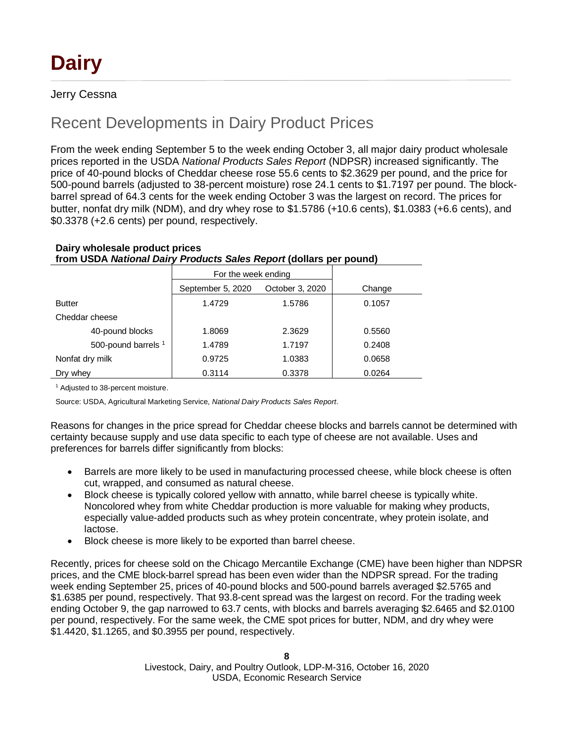# Dairy

Jerry Cessna

## Recent Developments in Dairy Product Prices

From the week ending September 5 to the week ending October 3, all major dairy product wholesale prices reported in the USDA *National Products Sales Report* (NDPSR) increased significantly. The price of 40-pound blocks of Cheddar cheese rose 55.6 cents to $2.3629 per pound, and the price for 500-pound barrels (adjusted to 38-percent moisture) rose 24.1 cents to $1.7197 per pound. The block-barrel spread of 64.3 cents for the week ending October 3 was the largest on record. The prices for butter, nonfat dry milk (NDM), and dry whey rose to $1.5786 (+10.6 cents), $1.0383 (+6.6 cents), and $0.3378 (+2.6 cents) per pound, respectively.

**Dairy wholesale product prices**
**from USDA *National Dairy Products Sales Report* (dollars per pound)**

| | For the week ending | | |
|---|---|---|---|
| | September 5, 2020 | October 3, 2020 | Change |
| Butter | 1.4729 | 1.5786 | 0.1057 |
| Cheddar cheese | | | |
| 40-pound blocks | 1.8069 | 2.3629 | 0.5560 |
| 500-pound barrels [1] | 1.4789 | 1.7197 | 0.2408 |
| Nonfat dry milk | 0.9725 | 1.0383 | 0.0658 |
| Dry whey | 0.3114 | 0.3378 | 0.0264 |

[1] Adjusted to 38-percent moisture.

Source: USDA, Agricultural Marketing Service, *National Dairy Products Sales Report*.

Reasons for changes in the price spread for Cheddar cheese blocks and barrels cannot be determined with certainty because supply and use data specific to each type of cheese are not available. Uses and preferences for barrels differ significantly from blocks:

- Barrels are more likely to be used in manufacturing processed cheese, while block cheese is often cut, wrapped, and consumed as natural cheese.
- Block cheese is typically colored yellow with annatto, while barrel cheese is typically white. Noncolored whey from white Cheddar production is more valuable for making whey products, especially value-added products such as whey protein concentrate, whey protein isolate, and lactose.
- Block cheese is more likely to be exported than barrel cheese.

Recently, prices for cheese sold on the Chicago Mercantile Exchange (CME) have been higher than NDPSR prices, and the CME block-barrel spread has been even wider than the NDPSR spread. For the trading week ending September 25, prices of 40-pound blocks and 500-pound barrels averaged $2.5765 and $1.6385 per pound, respectively. That 93.8-cent spread was the largest on record. For the trading week ending October 9, the gap narrowed to 63.7 cents, with blocks and barrels averaging $2.6465 and $2.0100 per pound, respectively. For the same week, the CME spot prices for butter, NDM, and dry whey were $1.4420, $1.1265, and $0.3955 per pound, respectively.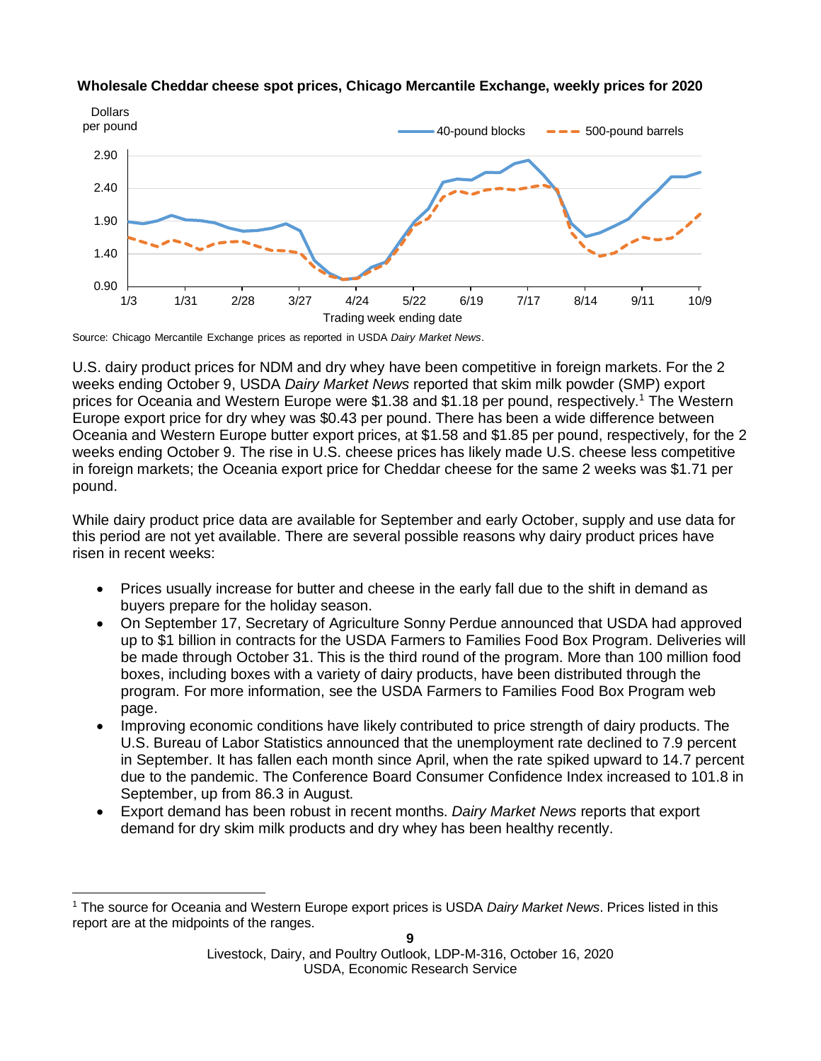**Wholesale Cheddar cheese spot prices, Chicago Mercantile Exchange, weekly prices for 2020**

Source: Chicago Mercantile Exchange prices as reported in USDA *Dairy Market News*.

U.S. dairy product prices for NDM and dry whey have been competitive in foreign markets. For the 2 weeks ending October 9, USDA *Dairy Market News* reported that skim milk powder (SMP) export prices for Oceania and Western Europe were $1.38 and $1.18 per pound, respectively.[1] The Western Europe export price for dry whey was $0.43 per pound. There has been a wide difference between Oceania and Western Europe butter export prices, at $1.58 and $1.85 per pound, respectively, for the 2 weeks ending October 9. The rise in U.S. cheese prices has likely made U.S. cheese less competitive in foreign markets; the Oceania export price for Cheddar cheese for the same 2 weeks was $1.71 per pound.

While dairy product price data are available for September and early October, supply and use data for this period are not yet available. There are several possible reasons why dairy product prices have risen in recent weeks:

- Prices usually increase for butter and cheese in the early fall due to the shift in demand as buyers prepare for the holiday season.
- On September 17, Secretary of Agriculture Sonny Perdue announced that USDA had approved up to $1 billion in contracts for the USDA Farmers to Families Food Box Program. Deliveries will be made through October 31. This is the third round of the program. More than 100 million food boxes, including boxes with a variety of dairy products, have been distributed through the program. For more information, see the USDA Farmers to Families Food Box Program web page.
- Improving economic conditions have likely contributed to price strength of dairy products. The U.S. Bureau of Labor Statistics announced that the unemployment rate declined to 7.9 percent in September. It has fallen each month since April, when the rate spiked upward to 14.7 percent due to the pandemic. The Conference Board Consumer Confidence Index increased to 101.8 in September, up from 86.3 in August.
- Export demand has been robust in recent months. *Dairy Market News* reports that export demand for dry skim milk products and dry whey has been healthy recently.

---

[1] The source for Oceania and Western Europe export prices is USDA *Dairy Market News*. Prices listed in this report are at the midpoints of the ranges.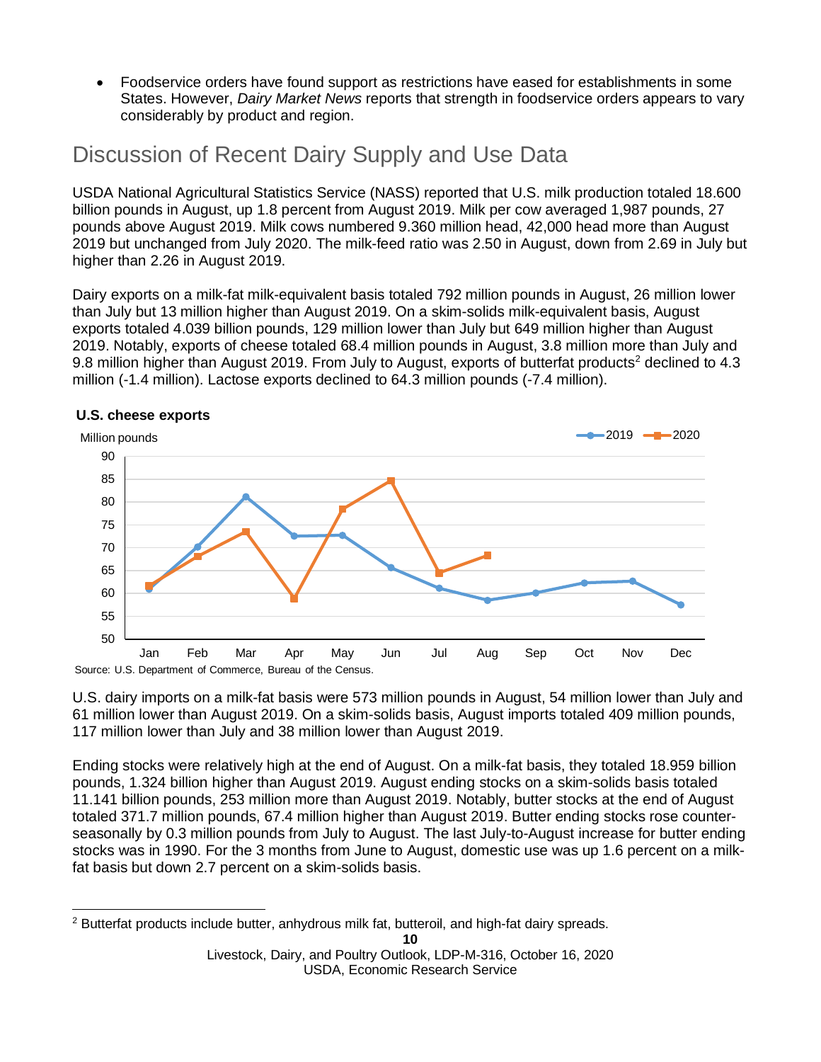- Foodservice orders have found support as restrictions have eased for establishments in some States. However, *Dairy Market News* reports that strength in foodservice orders appears to vary considerably by product and region.

## Discussion of Recent Dairy Supply and Use Data

USDA National Agricultural Statistics Service (NASS) reported that U.S. milk production totaled 18.600 billion pounds in August, up 1.8 percent from August 2019. Milk per cow averaged 1,987 pounds, 27 pounds above August 2019. Milk cows numbered 9.360 million head, 42,000 head more than August 2019 but unchanged from July 2020. The milk-feed ratio was 2.50 in August, down from 2.69 in July but higher than 2.26 in August 2019.

Dairy exports on a milk-fat milk-equivalent basis totaled 792 million pounds in August, 26 million lower than July but 13 million higher than August 2019. On a skim-solids milk-equivalent basis, August exports totaled 4.039 billion pounds, 129 million lower than July but 649 million higher than August 2019. Notably, exports of cheese totaled 68.4 million pounds in August, 3.8 million more than July and 9.8 million higher than August 2019. From July to August, exports of butterfat products[2] declined to 4.3 million (-1.4 million). Lactose exports declined to 64.3 million pounds (-7.4 million).

**U.S. cheese exports**

Million pounds

| | Jan | Feb | Mar | Apr | May | Jun | Jul | Aug | Sep | Oct | Nov | Dec |
|---|---|---|---|---|---|---|---|---|---|---|---|---|
| 2019 | 61 | 70 | 81 | 72.5 | 72.7 | 65.5 | 61 | 58.5 | 60 | 62.3 | 62.6 | 57.5 |
| 2020 | 61.6 | 68 | 73.5 | 59 | 78.5 | 84.6 | 64.6 | 68.4 | | | | |

Source: U.S. Department of Commerce, Bureau of the Census.

U.S. dairy imports on a milk-fat basis were 573 million pounds in August, 54 million lower than July and 61 million lower than August 2019. On a skim-solids basis, August imports totaled 409 million pounds, 117 million lower than July and 38 million lower than August 2019.

Ending stocks were relatively high at the end of August. On a milk-fat basis, they totaled 18.959 billion pounds, 1.324 billion higher than August 2019. August ending stocks on a skim-solids basis totaled 11.141 billion pounds, 253 million more than August 2019. Notably, butter stocks at the end of August totaled 371.7 million pounds, 67.4 million higher than August 2019. Butter ending stocks rose counter-seasonally by 0.3 million pounds from July to August. The last July-to-August increase for butter ending stocks was in 1990. For the 3 months from June to August, domestic use was up 1.6 percent on a milk-fat basis but down 2.7 percent on a skim-solids basis.

[2] Butterfat products include butter, anhydrous milk fat, butteroil, and high-fat dairy spreads.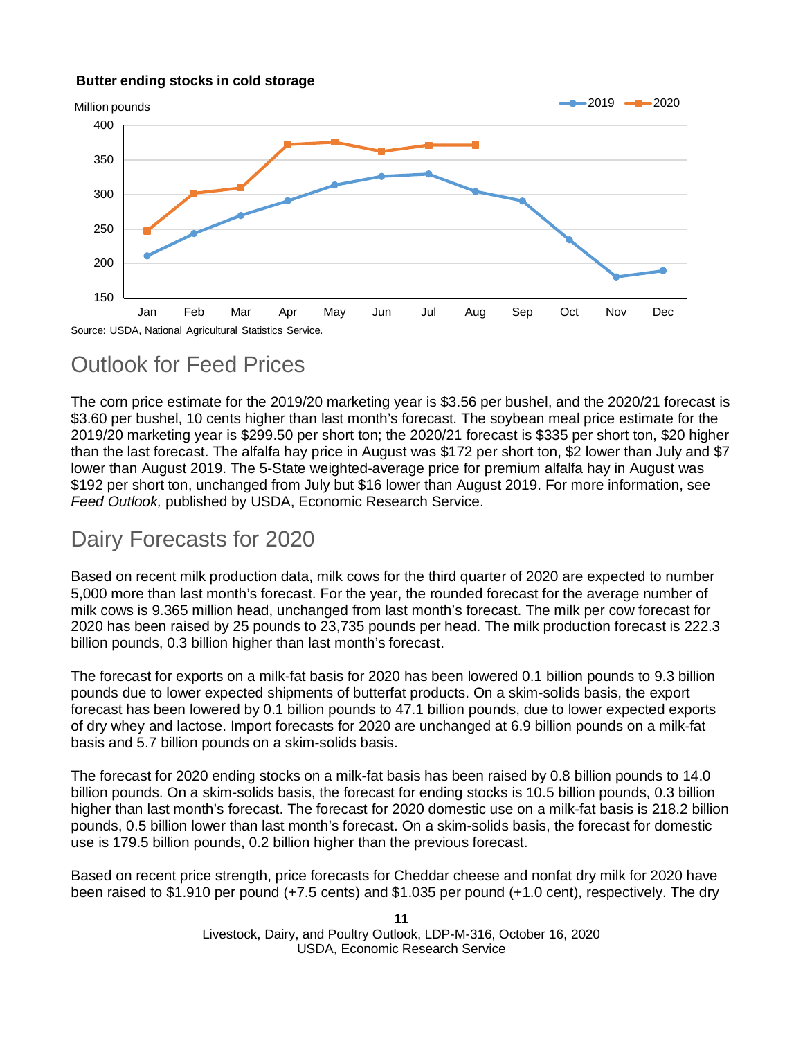**Butter ending stocks in cold storage**

Source: USDA, National Agricultural Statistics Service.

## Outlook for Feed Prices

The corn price estimate for the 2019/20 marketing year is $3.56 per bushel, and the 2020/21 forecast is $3.60 per bushel, 10 cents higher than last month's forecast. The soybean meal price estimate for the 2019/20 marketing year is $299.50 per short ton; the 2020/21 forecast is $335 per short ton, $20 higher than the last forecast. The alfalfa hay price in August was $172 per short ton, $2 lower than July and $7 lower than August 2019. The 5-State weighted-average price for premium alfalfa hay in August was $192 per short ton, unchanged from July but $16 lower than August 2019. For more information, see *Feed Outlook,* published by USDA, Economic Research Service.

## Dairy Forecasts for 2020

Based on recent milk production data, milk cows for the third quarter of 2020 are expected to number 5,000 more than last month's forecast. For the year, the rounded forecast for the average number of milk cows is 9.365 million head, unchanged from last month's forecast. The milk per cow forecast for 2020 has been raised by 25 pounds to 23,735 pounds per head. The milk production forecast is 222.3 billion pounds, 0.3 billion higher than last month's forecast.

The forecast for exports on a milk-fat basis for 2020 has been lowered 0.1 billion pounds to 9.3 billion pounds due to lower expected shipments of butterfat products. On a skim-solids basis, the export forecast has been lowered by 0.1 billion pounds to 47.1 billion pounds, due to lower expected exports of dry whey and lactose. Import forecasts for 2020 are unchanged at 6.9 billion pounds on a milk-fat basis and 5.7 billion pounds on a skim-solids basis.

The forecast for 2020 ending stocks on a milk-fat basis has been raised by 0.8 billion pounds to 14.0 billion pounds. On a skim-solids basis, the forecast for ending stocks is 10.5 billion pounds, 0.3 billion higher than last month's forecast. The forecast for 2020 domestic use on a milk-fat basis is 218.2 billion pounds, 0.5 billion lower than last month's forecast. On a skim-solids basis, the forecast for domestic use is 179.5 billion pounds, 0.2 billion higher than the previous forecast.

Based on recent price strength, price forecasts for Cheddar cheese and nonfat dry milk for 2020 have been raised to $1.910 per pound (+7.5 cents) and $1.035 per pound (+1.0 cent), respectively. The dry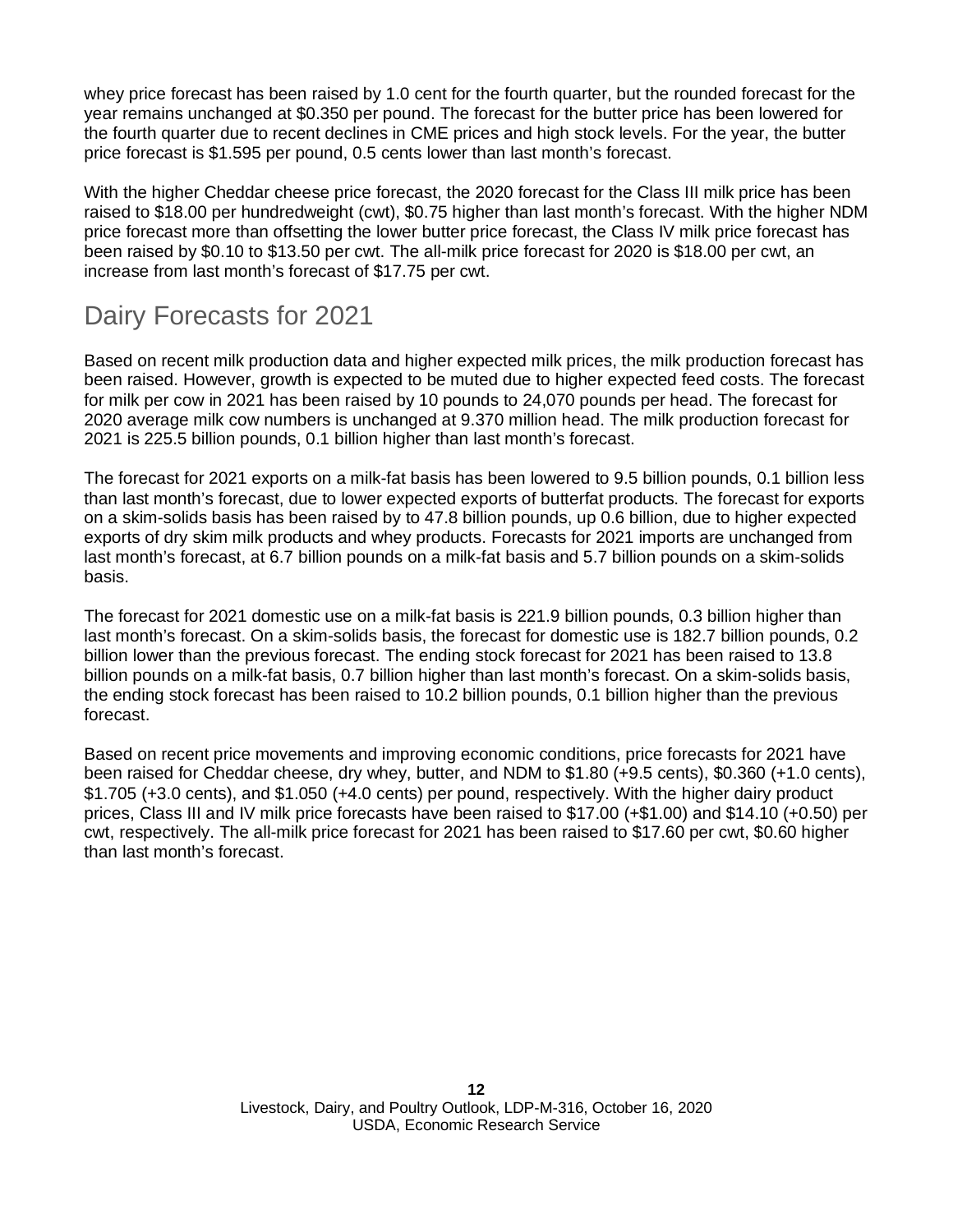whey price forecast has been raised by 1.0 cent for the fourth quarter, but the rounded forecast for the year remains unchanged at $0.350 per pound. The forecast for the butter price has been lowered for the fourth quarter due to recent declines in CME prices and high stock levels. For the year, the butter price forecast is $1.595 per pound, 0.5 cents lower than last month's forecast.

With the higher Cheddar cheese price forecast, the 2020 forecast for the Class III milk price has been raised to $18.00 per hundredweight (cwt), $0.75 higher than last month's forecast. With the higher NDM price forecast more than offsetting the lower butter price forecast, the Class IV milk price forecast has been raised by $0.10 to $13.50 per cwt. The all-milk price forecast for 2020 is $18.00 per cwt, an increase from last month's forecast of $17.75 per cwt.

## Dairy Forecasts for 2021

Based on recent milk production data and higher expected milk prices, the milk production forecast has been raised. However, growth is expected to be muted due to higher expected feed costs. The forecast for milk per cow in 2021 has been raised by 10 pounds to 24,070 pounds per head. The forecast for 2020 average milk cow numbers is unchanged at 9.370 million head. The milk production forecast for 2021 is 225.5 billion pounds, 0.1 billion higher than last month's forecast.

The forecast for 2021 exports on a milk-fat basis has been lowered to 9.5 billion pounds, 0.1 billion less than last month's forecast, due to lower expected exports of butterfat products. The forecast for exports on a skim-solids basis has been raised by to 47.8 billion pounds, up 0.6 billion, due to higher expected exports of dry skim milk products and whey products. Forecasts for 2021 imports are unchanged from last month's forecast, at 6.7 billion pounds on a milk-fat basis and 5.7 billion pounds on a skim-solids basis.

The forecast for 2021 domestic use on a milk-fat basis is 221.9 billion pounds, 0.3 billion higher than last month's forecast. On a skim-solids basis, the forecast for domestic use is 182.7 billion pounds, 0.2 billion lower than the previous forecast. The ending stock forecast for 2021 has been raised to 13.8 billion pounds on a milk-fat basis, 0.7 billion higher than last month's forecast. On a skim-solids basis, the ending stock forecast has been raised to 10.2 billion pounds, 0.1 billion higher than the previous forecast.

Based on recent price movements and improving economic conditions, price forecasts for 2021 have been raised for Cheddar cheese, dry whey, butter, and NDM to $1.80 (+9.5 cents), $0.360 (+1.0 cents), $1.705 (+3.0 cents), and $1.050 (+4.0 cents) per pound, respectively. With the higher dairy product prices, Class III and IV milk price forecasts have been raised to $17.00 (+$1.00) and $14.10 (+0.50) per cwt, respectively. The all-milk price forecast for 2021 has been raised to $17.60 per cwt, $0.60 higher than last month's forecast.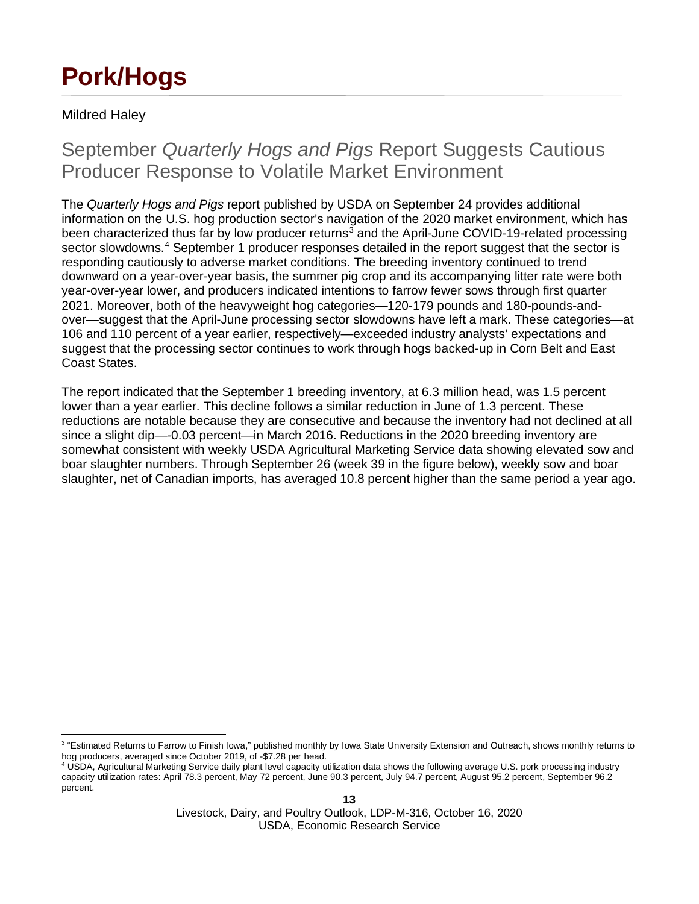# Pork/Hogs

Mildred Haley

## September *Quarterly Hogs and Pigs* Report Suggests Cautious Producer Response to Volatile Market Environment

The *Quarterly Hogs and Pigs* report published by USDA on September 24 provides additional information on the U.S. hog production sector's navigation of the 2020 market environment, which has been characterized thus far by low producer returns[3] and the April-June COVID-19-related processing sector slowdowns.[4] September 1 producer responses detailed in the report suggest that the sector is responding cautiously to adverse market conditions. The breeding inventory continued to trend downward on a year-over-year basis, the summer pig crop and its accompanying litter rate were both year-over-year lower, and producers indicated intentions to farrow fewer sows through first quarter 2021. Moreover, both of the heavyweight hog categories—120-179 pounds and 180-pounds-and-over—suggest that the April-June processing sector slowdowns have left a mark. These categories—at 106 and 110 percent of a year earlier, respectively—exceeded industry analysts' expectations and suggest that the processing sector continues to work through hogs backed-up in Corn Belt and East Coast States.

The report indicated that the September 1 breeding inventory, at 6.3 million head, was 1.5 percent lower than a year earlier. This decline follows a similar reduction in June of 1.3 percent. These reductions are notable because they are consecutive and because the inventory had not declined at all since a slight dip—-0.03 percent—in March 2016. Reductions in the 2020 breeding inventory are somewhat consistent with weekly USDA Agricultural Marketing Service data showing elevated sow and boar slaughter numbers. Through September 26 (week 39 in the figure below), weekly sow and boar slaughter, net of Canadian imports, has averaged 10.8 percent higher than the same period a year ago.

[3] "Estimated Returns to Farrow to Finish Iowa," published monthly by Iowa State University Extension and Outreach, shows monthly returns to hog producers, averaged since October 2019, of -$7.28 per head.

[4] USDA, Agricultural Marketing Service daily plant level capacity utilization data shows the following average U.S. pork processing industry capacity utilization rates: April 78.3 percent, May 72 percent, June 90.3 percent, July 94.7 percent, August 95.2 percent, September 96.2 percent.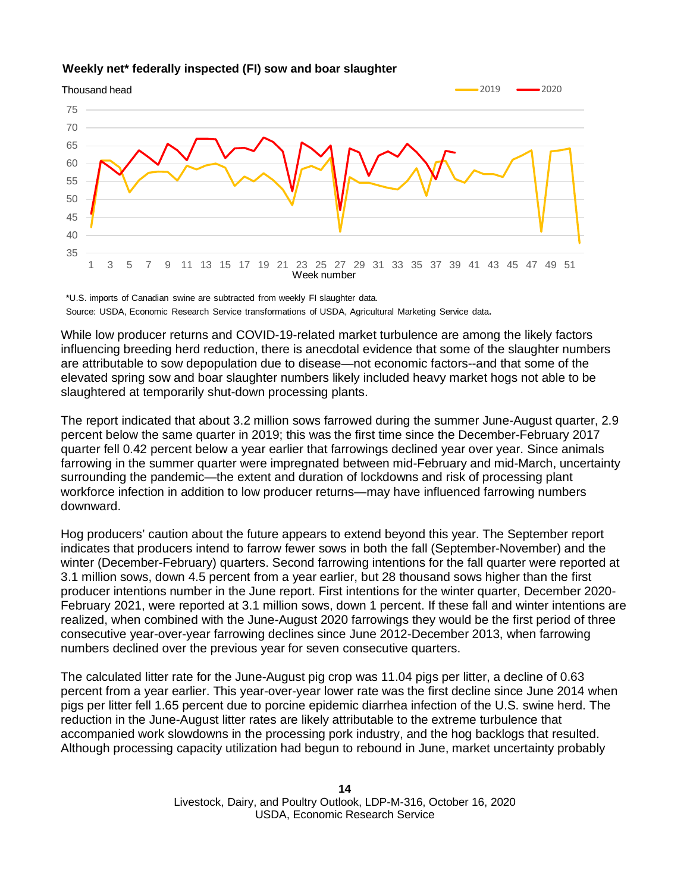**Weekly net* federally inspected (FI) sow and boar slaughter**

*U.S. imports of Canadian swine are subtracted from weekly FI slaughter data.

Source: USDA, Economic Research Service transformations of USDA, Agricultural Marketing Service data.

While low producer returns and COVID-19-related market turbulence are among the likely factors influencing breeding herd reduction, there is anecdotal evidence that some of the slaughter numbers are attributable to sow depopulation due to disease—not economic factors--and that some of the elevated spring sow and boar slaughter numbers likely included heavy market hogs not able to be slaughtered at temporarily shut-down processing plants.

The report indicated that about 3.2 million sows farrowed during the summer June-August quarter, 2.9 percent below the same quarter in 2019; this was the first time since the December-February 2017 quarter fell 0.42 percent below a year earlier that farrowings declined year over year. Since animals farrowing in the summer quarter were impregnated between mid-February and mid-March, uncertainty surrounding the pandemic—the extent and duration of lockdowns and risk of processing plant workforce infection in addition to low producer returns—may have influenced farrowing numbers downward.

Hog producers' caution about the future appears to extend beyond this year. The September report indicates that producers intend to farrow fewer sows in both the fall (September-November) and the winter (December-February) quarters. Second farrowing intentions for the fall quarter were reported at 3.1 million sows, down 4.5 percent from a year earlier, but 28 thousand sows higher than the first producer intentions number in the June report. First intentions for the winter quarter, December 2020-February 2021, were reported at 3.1 million sows, down 1 percent. If these fall and winter intentions are realized, when combined with the June-August 2020 farrowings they would be the first period of three consecutive year-over-year farrowing declines since June 2012-December 2013, when farrowing numbers declined over the previous year for seven consecutive quarters.

The calculated litter rate for the June-August pig crop was 11.04 pigs per litter, a decline of 0.63 percent from a year earlier. This year-over-year lower rate was the first decline since June 2014 when pigs per litter fell 1.65 percent due to porcine epidemic diarrhea infection of the U.S. swine herd. The reduction in the June-August litter rates are likely attributable to the extreme turbulence that accompanied work slowdowns in the processing pork industry, and the hog backlogs that resulted. Although processing capacity utilization had begun to rebound in June, market uncertainty probably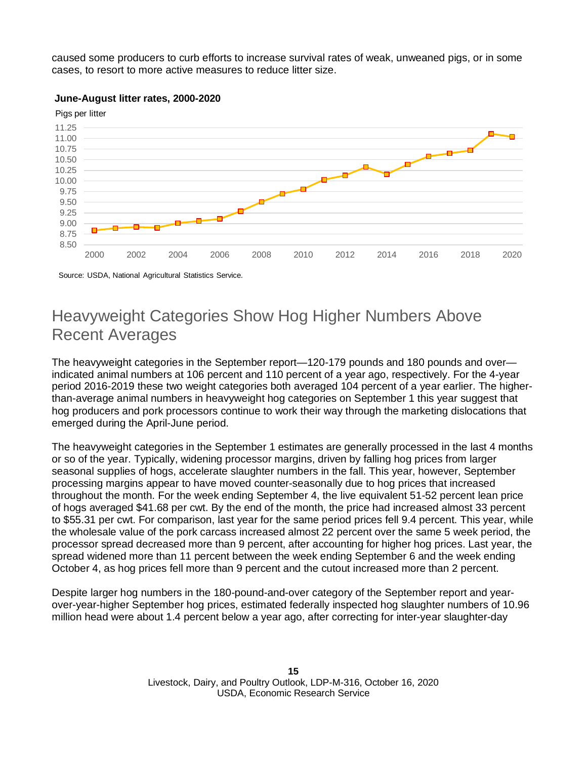caused some producers to curb efforts to increase survival rates of weak, unweaned pigs, or in some cases, to resort to more active measures to reduce litter size.

**June-August litter rates, 2000-2020**

Pigs per litter

Source: USDA, National Agricultural Statistics Service.

## Heavyweight Categories Show Hog Higher Numbers Above Recent Averages

The heavyweight categories in the September report—120-179 pounds and 180 pounds and over—indicated animal numbers at 106 percent and 110 percent of a year ago, respectively. For the 4-year period 2016-2019 these two weight categories both averaged 104 percent of a year earlier. The higher-than-average animal numbers in heavyweight hog categories on September 1 this year suggest that hog producers and pork processors continue to work their way through the marketing dislocations that emerged during the April-June period.

The heavyweight categories in the September 1 estimates are generally processed in the last 4 months or so of the year. Typically, widening processor margins, driven by falling hog prices from larger seasonal supplies of hogs, accelerate slaughter numbers in the fall. This year, however, September processing margins appear to have moved counter-seasonally due to hog prices that increased throughout the month. For the week ending September 4, the live equivalent 51-52 percent lean price of hogs averaged $41.68 per cwt. By the end of the month, the price had increased almost 33 percent to $55.31 per cwt. For comparison, last year for the same period prices fell 9.4 percent. This year, while the wholesale value of the pork carcass increased almost 22 percent over the same 5 week period, the processor spread decreased more than 9 percent, after accounting for higher hog prices. Last year, the spread widened more than 11 percent between the week ending September 6 and the week ending October 4, as hog prices fell more than 9 percent and the cutout increased more than 2 percent.

Despite larger hog numbers in the 180-pound-and-over category of the September report and year-over-year-higher September hog prices, estimated federally inspected hog slaughter numbers of 10.96 million head were about 1.4 percent below a year ago, after correcting for inter-year slaughter-day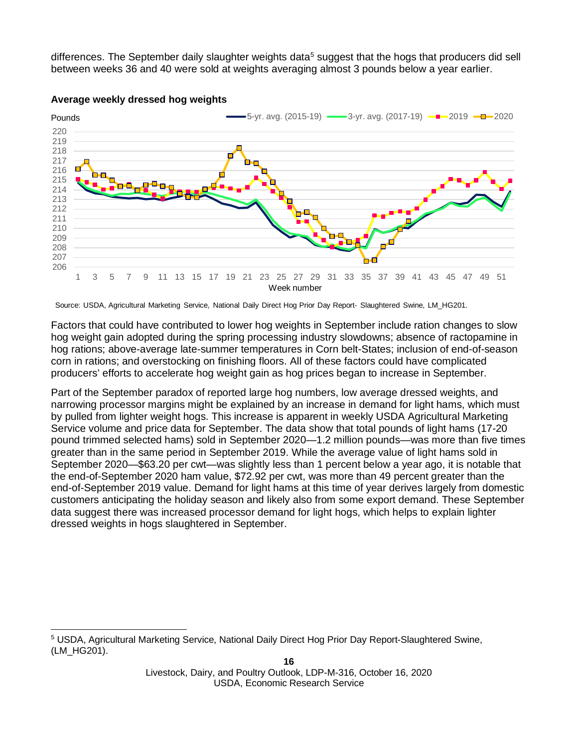differences. The September daily slaughter weights data[5] suggest that the hogs that producers did sell between weeks 36 and 40 were sold at weights averaging almost 3 pounds below a year earlier.

**Average weekly dressed hog weights**

Source: USDA, Agricultural Marketing Service, National Daily Direct Hog Prior Day Report- Slaughtered Swine, LM_HG201.

Factors that could have contributed to lower hog weights in September include ration changes to slow hog weight gain adopted during the spring processing industry slowdowns; absence of ractopamine in hog rations; above-average late-summer temperatures in Corn belt-States; inclusion of end-of-season corn in rations; and overstocking on finishing floors. All of these factors could have complicated producers' efforts to accelerate hog weight gain as hog prices began to increase in September.

Part of the September paradox of reported large hog numbers, low average dressed weights, and narrowing processor margins might be explained by an increase in demand for light hams, which must by pulled from lighter weight hogs. This increase is apparent in weekly USDA Agricultural Marketing Service volume and price data for September. The data show that total pounds of light hams (17-20 pound trimmed selected hams) sold in September 2020—1.2 million pounds—was more than five times greater than in the same period in September 2019. While the average value of light hams sold in September 2020—$63.20 per cwt—was slightly less than 1 percent below a year ago, it is notable that the end-of-September 2020 ham value, $72.92 per cwt, was more than 49 percent greater than the end-of-September 2019 value. Demand for light hams at this time of year derives largely from domestic customers anticipating the holiday season and likely also from some export demand. These September data suggest there was increased processor demand for light hogs, which helps to explain lighter dressed weights in hogs slaughtered in September.

[5] USDA, Agricultural Marketing Service, National Daily Direct Hog Prior Day Report-Slaughtered Swine, (LM_HG201).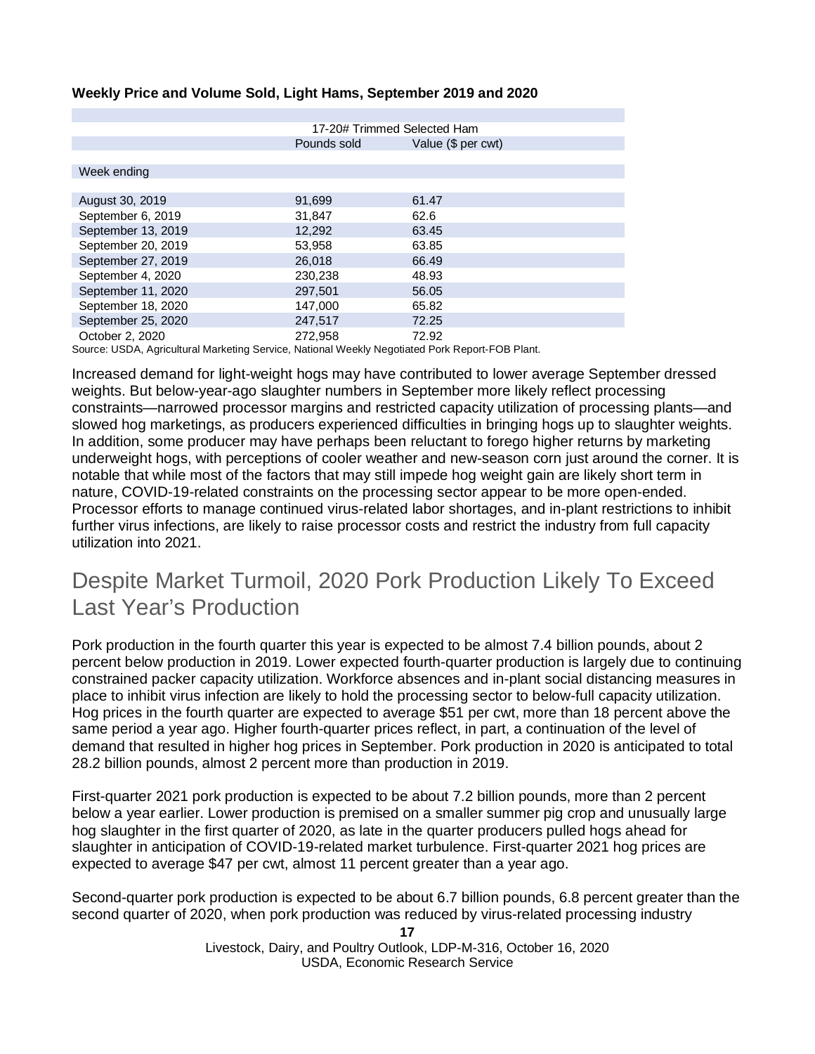**Weekly Price and Volume Sold, Light Hams, September 2019 and 2020**

| | 17-20# Trimmed Selected Ham | |
|---|---|---|
| | Pounds sold | Value ($ per cwt) |
| Week ending | | |
| August 30, 2019 | 91,699 | 61.47 |
| September 6, 2019 | 31,847 | 62.6 |
| September 13, 2019 | 12,292 | 63.45 |
| September 20, 2019 | 53,958 | 63.85 |
| September 27, 2019 | 26,018 | 66.49 |
| September 4, 2020 | 230,238 | 48.93 |
| September 11, 2020 | 297,501 | 56.05 |
| September 18, 2020 | 147,000 | 65.82 |
| September 25, 2020 | 247,517 | 72.25 |
| October 2, 2020 | 272,958 | 72.92 |

Source: USDA, Agricultural Marketing Service, National Weekly Negotiated Pork Report-FOB Plant.

Increased demand for light-weight hogs may have contributed to lower average September dressed weights. But below-year-ago slaughter numbers in September more likely reflect processing constraints—narrowed processor margins and restricted capacity utilization of processing plants—and slowed hog marketings, as producers experienced difficulties in bringing hogs up to slaughter weights. In addition, some producer may have perhaps been reluctant to forego higher returns by marketing underweight hogs, with perceptions of cooler weather and new-season corn just around the corner. It is notable that while most of the factors that may still impede hog weight gain are likely short term in nature, COVID-19-related constraints on the processing sector appear to be more open-ended. Processor efforts to manage continued virus-related labor shortages, and in-plant restrictions to inhibit further virus infections, are likely to raise processor costs and restrict the industry from full capacity utilization into 2021.

## Despite Market Turmoil, 2020 Pork Production Likely To Exceed Last Year's Production

Pork production in the fourth quarter this year is expected to be almost 7.4 billion pounds, about 2 percent below production in 2019. Lower expected fourth-quarter production is largely due to continuing constrained packer capacity utilization. Workforce absences and in-plant social distancing measures in place to inhibit virus infection are likely to hold the processing sector to below-full capacity utilization. Hog prices in the fourth quarter are expected to average $51 per cwt, more than 18 percent above the same period a year ago. Higher fourth-quarter prices reflect, in part, a continuation of the level of demand that resulted in higher hog prices in September. Pork production in 2020 is anticipated to total 28.2 billion pounds, almost 2 percent more than production in 2019.

First-quarter 2021 pork production is expected to be about 7.2 billion pounds, more than 2 percent below a year earlier. Lower production is premised on a smaller summer pig crop and unusually large hog slaughter in the first quarter of 2020, as late in the quarter producers pulled hogs ahead for slaughter in anticipation of COVID-19-related market turbulence. First-quarter 2021 hog prices are expected to average $47 per cwt, almost 11 percent greater than a year ago.

Second-quarter pork production is expected to be about 6.7 billion pounds, 6.8 percent greater than the second quarter of 2020, when pork production was reduced by virus-related processing industry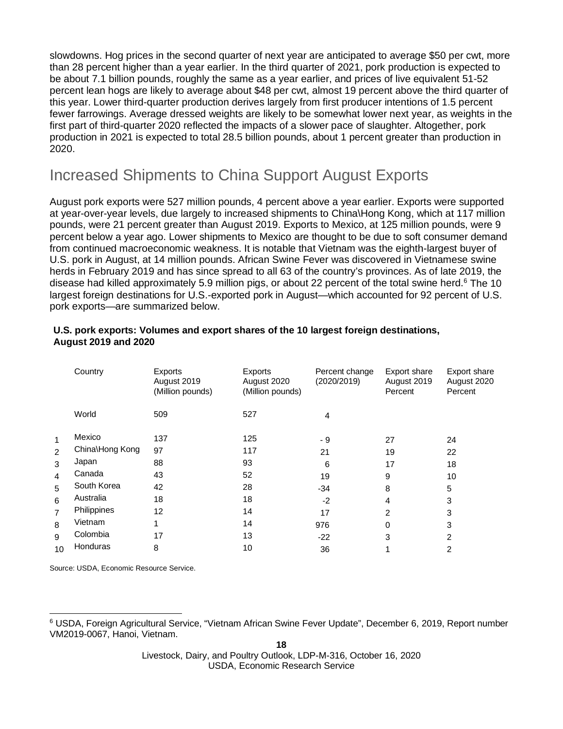slowdowns. Hog prices in the second quarter of next year are anticipated to average $50 per cwt, more than 28 percent higher than a year earlier. In the third quarter of 2021, pork production is expected to be about 7.1 billion pounds, roughly the same as a year earlier, and prices of live equivalent 51-52 percent lean hogs are likely to average about $48 per cwt, almost 19 percent above the third quarter of this year. Lower third-quarter production derives largely from first producer intentions of 1.5 percent fewer farrowings. Average dressed weights are likely to be somewhat lower next year, as weights in the first part of third-quarter 2020 reflected the impacts of a slower pace of slaughter. Altogether, pork production in 2021 is expected to total 28.5 billion pounds, about 1 percent greater than production in 2020.

## Increased Shipments to China Support August Exports

August pork exports were 527 million pounds, 4 percent above a year earlier. Exports were supported at year-over-year levels, due largely to increased shipments to China\Hong Kong, which at 117 million pounds, were 21 percent greater than August 2019. Exports to Mexico, at 125 million pounds, were 9 percent below a year ago. Lower shipments to Mexico are thought to be due to soft consumer demand from continued macroeconomic weakness. It is notable that Vietnam was the eighth-largest buyer of U.S. pork in August, at 14 million pounds. African Swine Fever was discovered in Vietnamese swine herds in February 2019 and has since spread to all 63 of the country's provinces. As of late 2019, the disease had killed approximately 5.9 million pigs, or about 22 percent of the total swine herd.[6] The 10 largest foreign destinations for U.S.-exported pork in August—which accounted for 92 percent of U.S. pork exports—are summarized below.

**U.S. pork exports: Volumes and export shares of the 10 largest foreign destinations, August 2019 and 2020**

| | Country | Exports August 2019 (Million pounds) | Exports August 2020 (Million pounds) | Percent change (2020/2019) | Export share August 2019 Percent | Export share August 2020 Percent |
|---|---|---|---|---|---|---|
| | World | 509 | 527 | 4 | | |
| 1 | Mexico | 137 | 125 | - 9 | 27 | 24 |
| 2 | China\Hong Kong | 97 | 117 | 21 | 19 | 22 |
| 3 | Japan | 88 | 93 | 6 | 17 | 18 |
| 4 | Canada | 43 | 52 | 19 | 9 | 10 |
| 5 | South Korea | 42 | 28 | -34 | 8 | 5 |
| 6 | Australia | 18 | 18 | -2 | 4 | 3 |
| 7 | Philippines | 12 | 14 | 17 | 2 | 3 |
| 8 | Vietnam | 1 | 14 | 976 | 0 | 3 |
| 9 | Colombia | 17 | 13 | -22 | 3 | 2 |
| 10 | Honduras | 8 | 10 | 36 | 1 | 2 |

Source: USDA, Economic Resource Service.

[6] USDA, Foreign Agricultural Service, "Vietnam African Swine Fever Update", December 6, 2019, Report number VM2019-0067, Hanoi, Vietnam.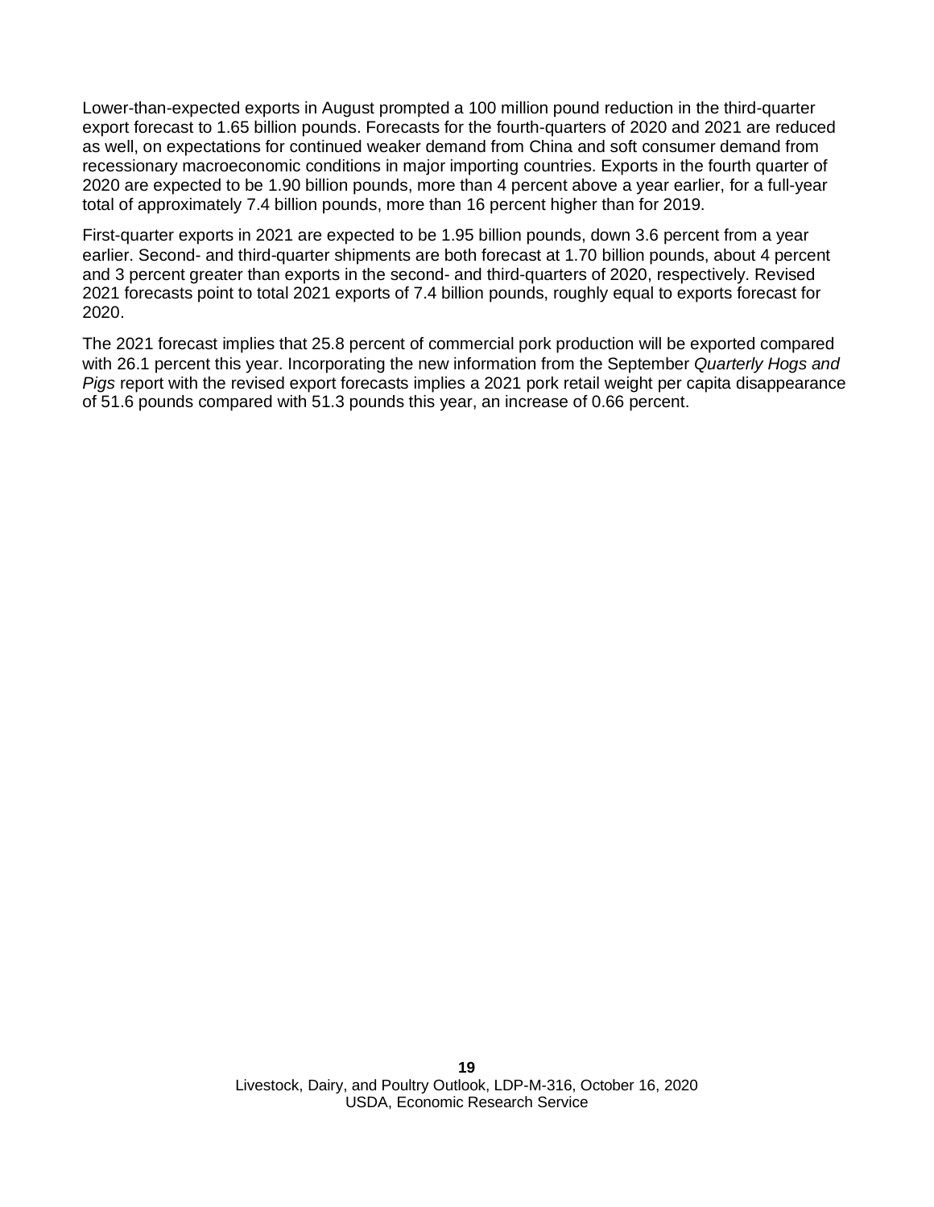Lower-than-expected exports in August prompted a 100 million pound reduction in the third-quarter export forecast to 1.65 billion pounds. Forecasts for the fourth-quarters of 2020 and 2021 are reduced as well, on expectations for continued weaker demand from China and soft consumer demand from recessionary macroeconomic conditions in major importing countries. Exports in the fourth quarter of 2020 are expected to be 1.90 billion pounds, more than 4 percent above a year earlier, for a full-year total of approximately 7.4 billion pounds, more than 16 percent higher than for 2019.

First-quarter exports in 2021 are expected to be 1.95 billion pounds, down 3.6 percent from a year earlier. Second- and third-quarter shipments are both forecast at 1.70 billion pounds, about 4 percent and 3 percent greater than exports in the second- and third-quarters of 2020, respectively. Revised 2021 forecasts point to total 2021 exports of 7.4 billion pounds, roughly equal to exports forecast for 2020.

The 2021 forecast implies that 25.8 percent of commercial pork production will be exported compared with 26.1 percent this year. Incorporating the new information from the September *Quarterly Hogs and Pigs* report with the revised export forecasts implies a 2021 pork retail weight per capita disappearance of 51.6 pounds compared with 51.3 pounds this year, an increase of 0.66 percent.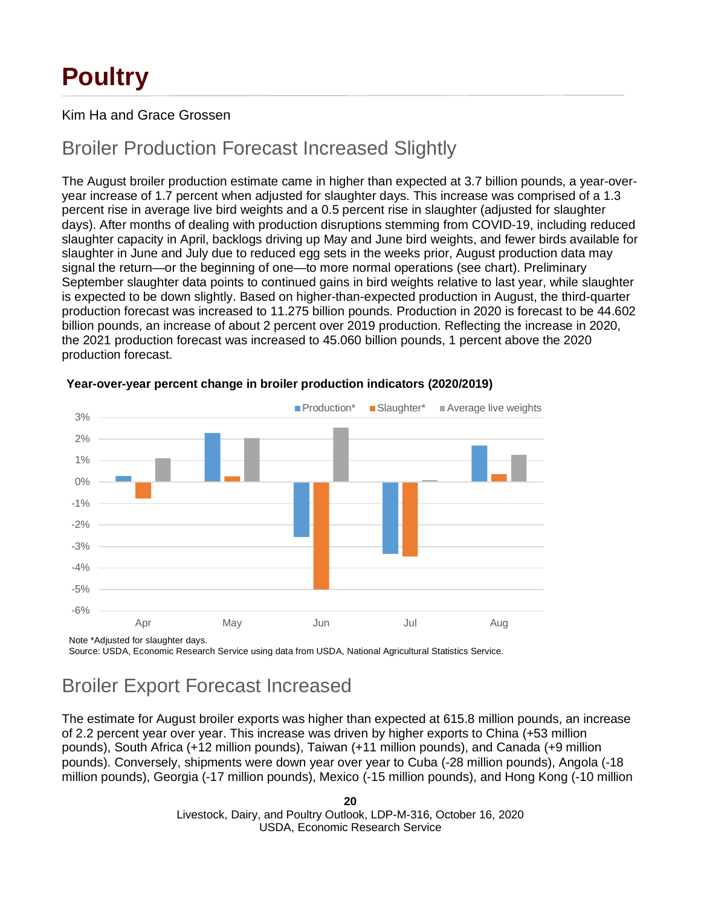# Poultry

Kim Ha and Grace Grossen

## Broiler Production Forecast Increased Slightly

The August broiler production estimate came in higher than expected at 3.7 billion pounds, a year-over-year increase of 1.7 percent when adjusted for slaughter days. This increase was comprised of a 1.3 percent rise in average live bird weights and a 0.5 percent rise in slaughter (adjusted for slaughter days). After months of dealing with production disruptions stemming from COVID-19, including reduced slaughter capacity in April, backlogs driving up May and June bird weights, and fewer birds available for slaughter in June and July due to reduced egg sets in the weeks prior, August production data may signal the return—or the beginning of one—to more normal operations (see chart). Preliminary September slaughter data points to continued gains in bird weights relative to last year, while slaughter is expected to be down slightly. Based on higher-than-expected production in August, the third-quarter production forecast was increased to 11.275 billion pounds. Production in 2020 is forecast to be 44.602 billion pounds, an increase of about 2 percent over 2019 production. Reflecting the increase in 2020, the 2021 production forecast was increased to 45.060 billion pounds, 1 percent above the 2020 production forecast.

**Year-over-year percent change in broiler production indicators (2020/2019)**

Note *Adjusted for slaughter days.
Source: USDA, Economic Research Service using data from USDA, National Agricultural Statistics Service.

## Broiler Export Forecast Increased

The estimate for August broiler exports was higher than expected at 615.8 million pounds, an increase of 2.2 percent year over year. This increase was driven by higher exports to China (+53 million pounds), South Africa (+12 million pounds), Taiwan (+11 million pounds), and Canada (+9 million pounds). Conversely, shipments were down year over year to Cuba (-28 million pounds), Angola (-18 million pounds), Georgia (-17 million pounds), Mexico (-15 million pounds), and Hong Kong (-10 million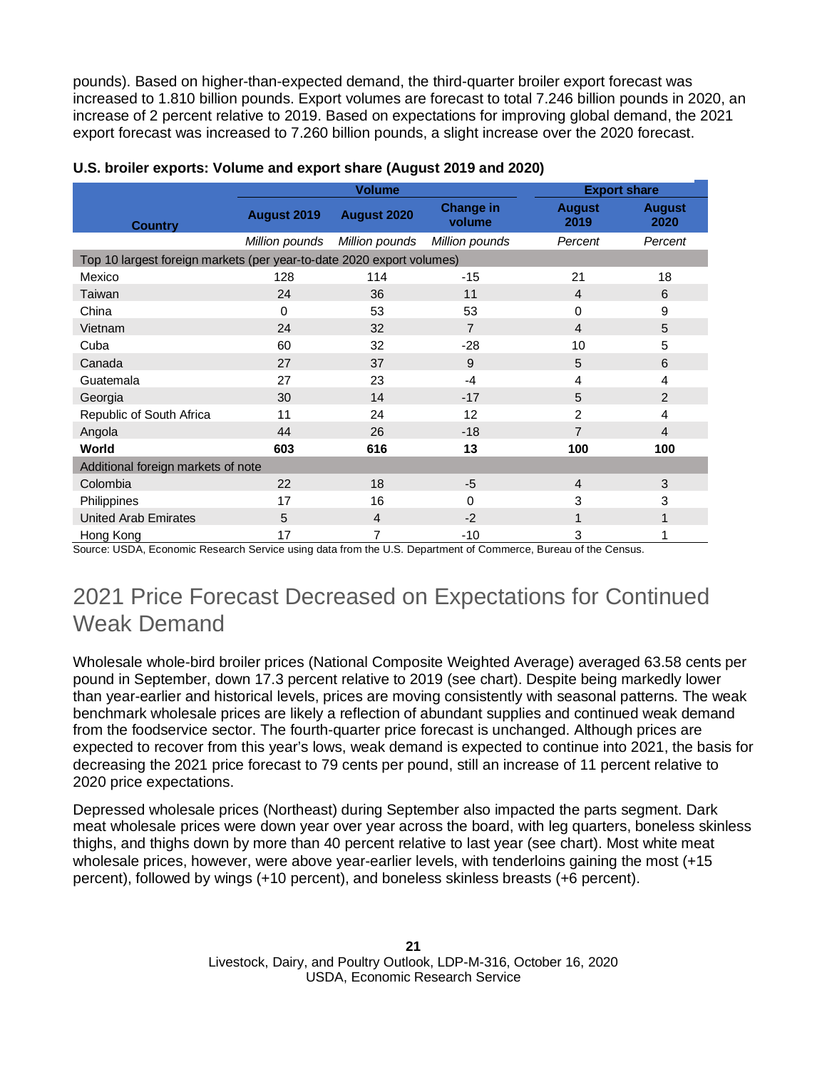pounds). Based on higher-than-expected demand, the third-quarter broiler export forecast was increased to 1.810 billion pounds. Export volumes are forecast to total 7.246 billion pounds in 2020, an increase of 2 percent relative to 2019. Based on expectations for improving global demand, the 2021 export forecast was increased to 7.260 billion pounds, a slight increase over the 2020 forecast.

**U.S. broiler exports: Volume and export share (August 2019 and 2020)**

| Country | Volume | | | Export share | |
|---|---|---|---|---|---|
| | August 2019 | August 2020 | Change in volume | August 2019 | August 2020 |
| | *Million pounds* | *Million pounds* | *Million pounds* | *Percent* | *Percent* |
| Top 10 largest foreign markets (per year-to-date 2020 export volumes) | | | | | |
| Mexico | 128 | 114 | -15 | 21 | 18 |
| Taiwan | 24 | 36 | 11 | 4 | 6 |
| China | 0 | 53 | 53 | 0 | 9 |
| Vietnam | 24 | 32 | 7 | 4 | 5 |
| Cuba | 60 | 32 | -28 | 10 | 5 |
| Canada | 27 | 37 | 9 | 5 | 6 |
| Guatemala | 27 | 23 | -4 | 4 | 4 |
| Georgia | 30 | 14 | -17 | 5 | 2 |
| Republic of South Africa | 11 | 24 | 12 | 2 | 4 |
| Angola | 44 | 26 | -18 | 7 | 4 |
| **World** | **603** | **616** | **13** | **100** | **100** |
| Additional foreign markets of note | | | | | |
| Colombia | 22 | 18 | -5 | 4 | 3 |
| Philippines | 17 | 16 | 0 | 3 | 3 |
| United Arab Emirates | 5 | 4 | -2 | 1 | 1 |
| Hong Kong | 17 | 7 | -10 | 3 | 1 |

Source: USDA, Economic Research Service using data from the U.S. Department of Commerce, Bureau of the Census.

## 2021 Price Forecast Decreased on Expectations for Continued Weak Demand

Wholesale whole-bird broiler prices (National Composite Weighted Average) averaged 63.58 cents per pound in September, down 17.3 percent relative to 2019 (see chart). Despite being markedly lower than year-earlier and historical levels, prices are moving consistently with seasonal patterns. The weak benchmark wholesale prices are likely a reflection of abundant supplies and continued weak demand from the foodservice sector. The fourth-quarter price forecast is unchanged. Although prices are expected to recover from this year's lows, weak demand is expected to continue into 2021, the basis for decreasing the 2021 price forecast to 79 cents per pound, still an increase of 11 percent relative to 2020 price expectations.

Depressed wholesale prices (Northeast) during September also impacted the parts segment. Dark meat wholesale prices were down year over year across the board, with leg quarters, boneless skinless thighs, and thighs down by more than 40 percent relative to last year (see chart). Most white meat wholesale prices, however, were above year-earlier levels, with tenderloins gaining the most (+15 percent), followed by wings (+10 percent), and boneless skinless breasts (+6 percent).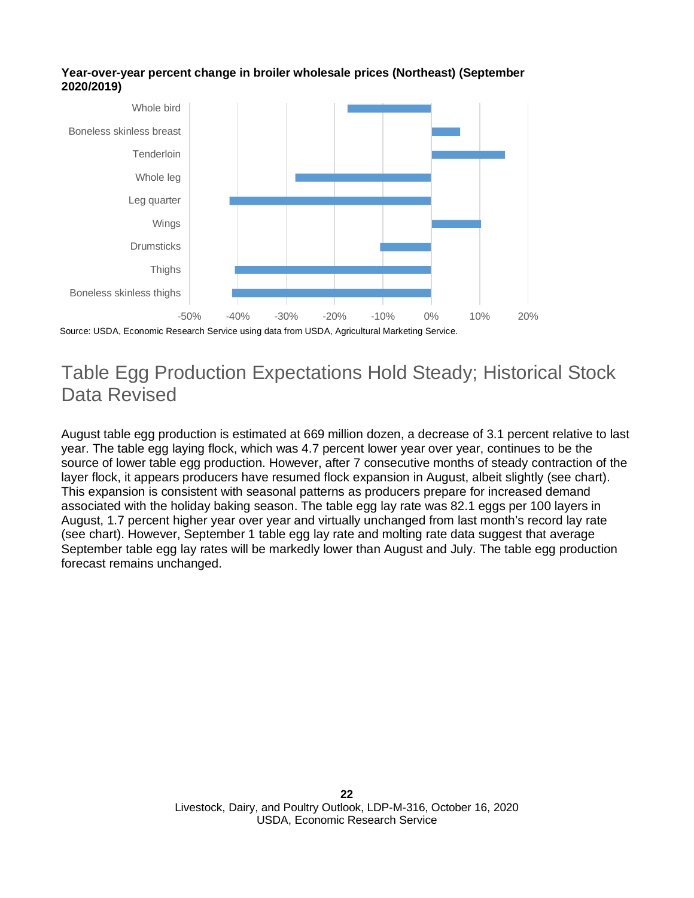**Year-over-year percent change in broiler wholesale prices (Northeast) (September 2020/2019)**

Source: USDA, Economic Research Service using data from USDA, Agricultural Marketing Service.

## Table Egg Production Expectations Hold Steady; Historical Stock Data Revised

August table egg production is estimated at 669 million dozen, a decrease of 3.1 percent relative to last year. The table egg laying flock, which was 4.7 percent lower year over year, continues to be the source of lower table egg production. However, after 7 consecutive months of steady contraction of the layer flock, it appears producers have resumed flock expansion in August, albeit slightly (see chart). This expansion is consistent with seasonal patterns as producers prepare for increased demand associated with the holiday baking season. The table egg lay rate was 82.1 eggs per 100 layers in August, 1.7 percent higher year over year and virtually unchanged from last month's record lay rate (see chart). However, September 1 table egg lay rate and molting rate data suggest that average September table egg lay rates will be markedly lower than August and July. The table egg production forecast remains unchanged.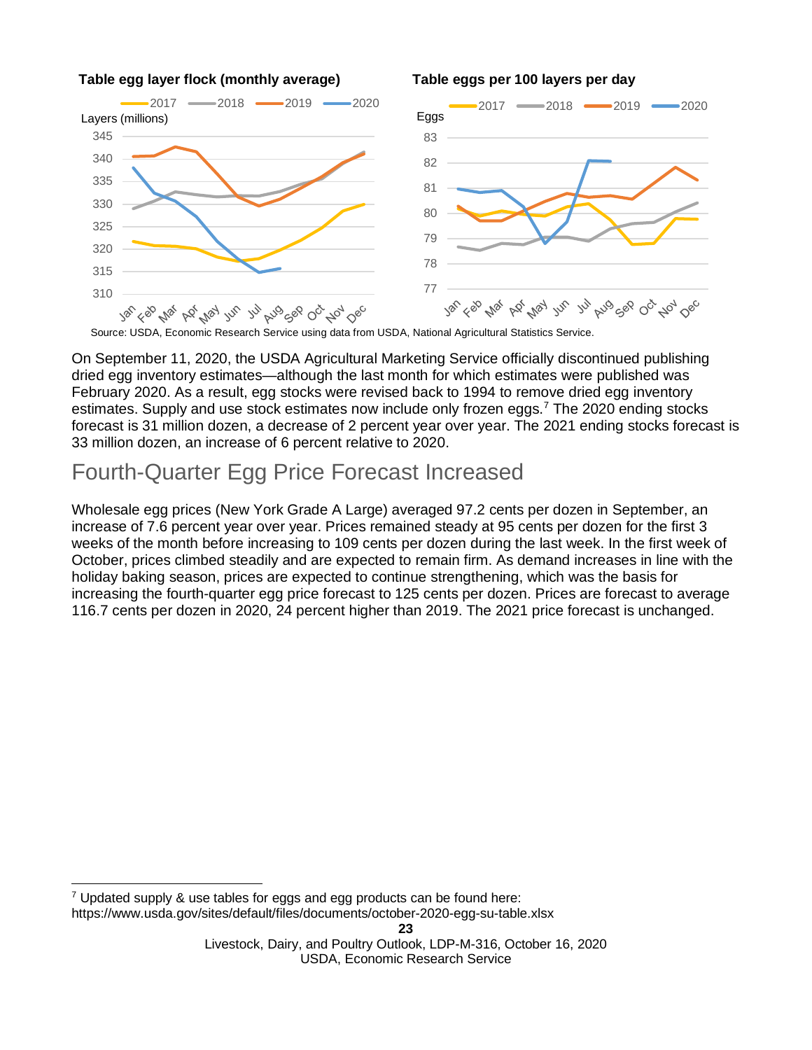**Table egg layer flock (monthly average)**

**Table eggs per 100 layers per day**

Source: USDA, Economic Research Service using data from USDA, National Agricultural Statistics Service.

On September 11, 2020, the USDA Agricultural Marketing Service officially discontinued publishing dried egg inventory estimates—although the last month for which estimates were published was February 2020. As a result, egg stocks were revised back to 1994 to remove dried egg inventory estimates. Supply and use stock estimates now include only frozen eggs.[7] The 2020 ending stocks forecast is 31 million dozen, a decrease of 2 percent year over year. The 2021 ending stocks forecast is 33 million dozen, an increase of 6 percent relative to 2020.

## Fourth-Quarter Egg Price Forecast Increased

Wholesale egg prices (New York Grade A Large) averaged 97.2 cents per dozen in September, an increase of 7.6 percent year over year. Prices remained steady at 95 cents per dozen for the first 3 weeks of the month before increasing to 109 cents per dozen during the last week. In the first week of October, prices climbed steadily and are expected to remain firm. As demand increases in line with the holiday baking season, prices are expected to continue strengthening, which was the basis for increasing the fourth-quarter egg price forecast to 125 cents per dozen. Prices are forecast to average 116.7 cents per dozen in 2020, 24 percent higher than 2019. The 2021 price forecast is unchanged.

[7] Updated supply & use tables for eggs and egg products can be found here: https://www.usda.gov/sites/default/files/documents/october-2020-egg-su-table.xlsx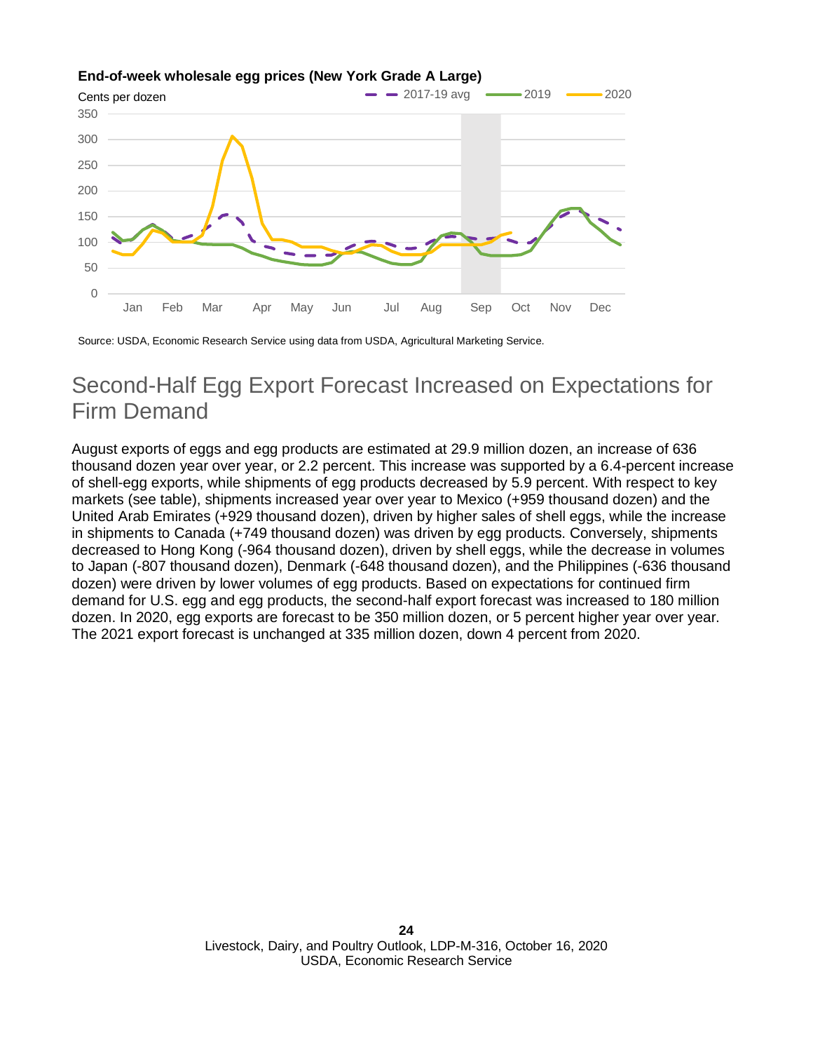**End-of-week wholesale egg prices (New York Grade A Large)**

Source: USDA, Economic Research Service using data from USDA, Agricultural Marketing Service.

## Second-Half Egg Export Forecast Increased on Expectations for Firm Demand

August exports of eggs and egg products are estimated at 29.9 million dozen, an increase of 636 thousand dozen year over year, or 2.2 percent. This increase was supported by a 6.4-percent increase of shell-egg exports, while shipments of egg products decreased by 5.9 percent. With respect to key markets (see table), shipments increased year over year to Mexico (+959 thousand dozen) and the United Arab Emirates (+929 thousand dozen), driven by higher sales of shell eggs, while the increase in shipments to Canada (+749 thousand dozen) was driven by egg products. Conversely, shipments decreased to Hong Kong (-964 thousand dozen), driven by shell eggs, while the decrease in volumes to Japan (-807 thousand dozen), Denmark (-648 thousand dozen), and the Philippines (-636 thousand dozen) were driven by lower volumes of egg products. Based on expectations for continued firm demand for U.S. egg and egg products, the second-half export forecast was increased to 180 million dozen. In 2020, egg exports are forecast to be 350 million dozen, or 5 percent higher year over year. The 2021 export forecast is unchanged at 335 million dozen, down 4 percent from 2020.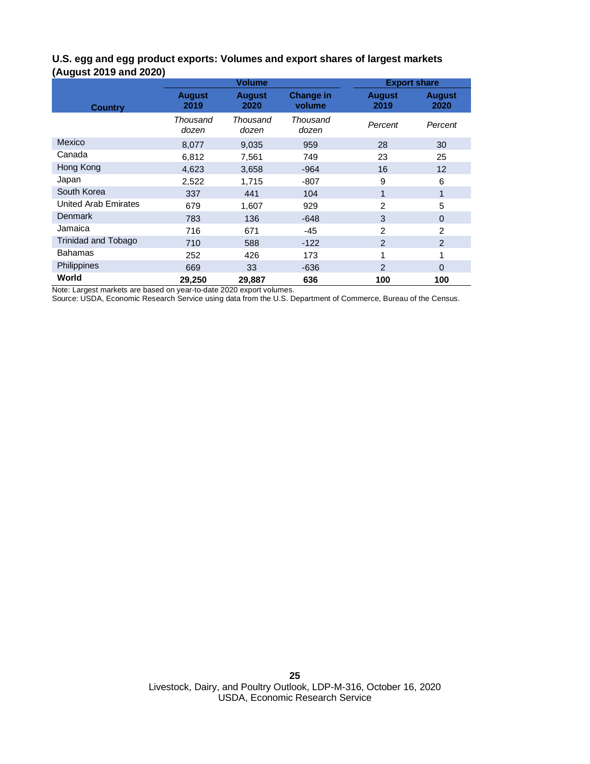**U.S. egg and egg product exports: Volumes and export shares of largest markets (August 2019 and 2020)**

| Country | Volume | | | Export share | |
|---|---|---|---|---|---|
| | August 2019 | August 2020 | Change in volume | August 2019 | August 2020 |
| | *Thousand dozen* | *Thousand dozen* | *Thousand dozen* | *Percent* | *Percent* |
| Mexico | 8,077 | 9,035 | 959 | 28 | 30 |
| Canada | 6,812 | 7,561 | 749 | 23 | 25 |
| Hong Kong | 4,623 | 3,658 | -964 | 16 | 12 |
| Japan | 2,522 | 1,715 | -807 | 9 | 6 |
| South Korea | 337 | 441 | 104 | 1 | 1 |
| United Arab Emirates | 679 | 1,607 | 929 | 2 | 5 |
| Denmark | 783 | 136 | -648 | 3 | 0 |
| Jamaica | 716 | 671 | -45 | 2 | 2 |
| Trinidad and Tobago | 710 | 588 | -122 | 2 | 2 |
| Bahamas | 252 | 426 | 173 | 1 | 1 |
| Philippines | 669 | 33 | -636 | 2 | 0 |
| **World** | **29,250** | **29,887** | **636** | **100** | **100** |

Note: Largest markets are based on year-to-date 2020 export volumes.
Source: USDA, Economic Research Service using data from the U.S. Department of Commerce, Bureau of the Census.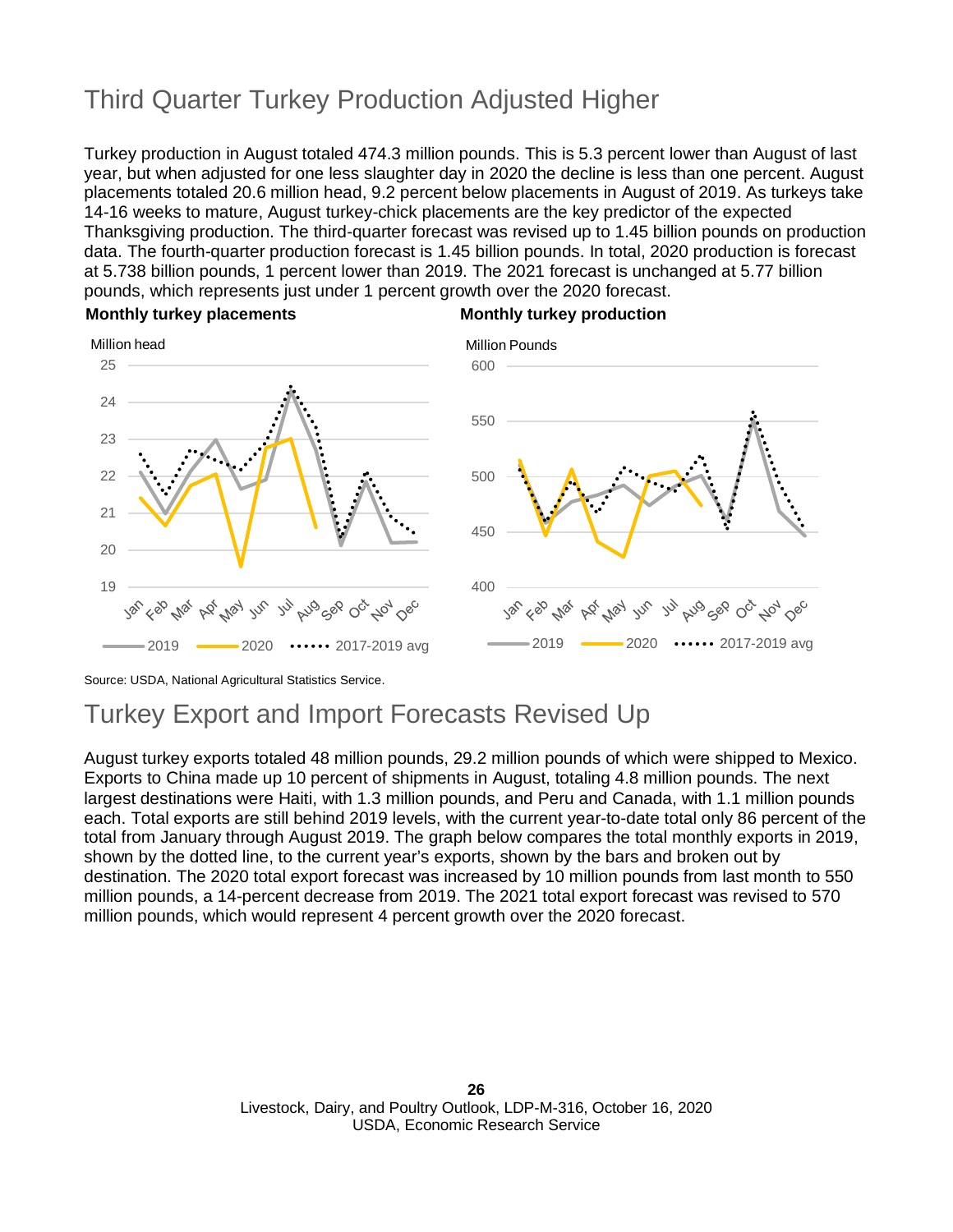## Third Quarter Turkey Production Adjusted Higher

Turkey production in August totaled 474.3 million pounds. This is 5.3 percent lower than August of last year, but when adjusted for one less slaughter day in 2020 the decline is less than one percent. August placements totaled 20.6 million head, 9.2 percent below placements in August of 2019. As turkeys take 14-16 weeks to mature, August turkey-chick placements are the key predictor of the expected Thanksgiving production. The third-quarter forecast was revised up to 1.45 billion pounds on production data. The fourth-quarter production forecast is 1.45 billion pounds. In total, 2020 production is forecast at 5.738 billion pounds, 1 percent lower than 2019. The 2021 forecast is unchanged at 5.77 billion pounds, which represents just under 1 percent growth over the 2020 forecast.

**Monthly turkey placements**

**Monthly turkey production**

Source: USDA, National Agricultural Statistics Service.

## Turkey Export and Import Forecasts Revised Up

August turkey exports totaled 48 million pounds, 29.2 million pounds of which were shipped to Mexico. Exports to China made up 10 percent of shipments in August, totaling 4.8 million pounds. The next largest destinations were Haiti, with 1.3 million pounds, and Peru and Canada, with 1.1 million pounds each. Total exports are still behind 2019 levels, with the current year-to-date total only 86 percent of the total from January through August 2019. The graph below compares the total monthly exports in 2019, shown by the dotted line, to the current year's exports, shown by the bars and broken out by destination. The 2020 total export forecast was increased by 10 million pounds from last month to 550 million pounds, a 14-percent decrease from 2019. The 2021 total export forecast was revised to 570 million pounds, which would represent 4 percent growth over the 2020 forecast.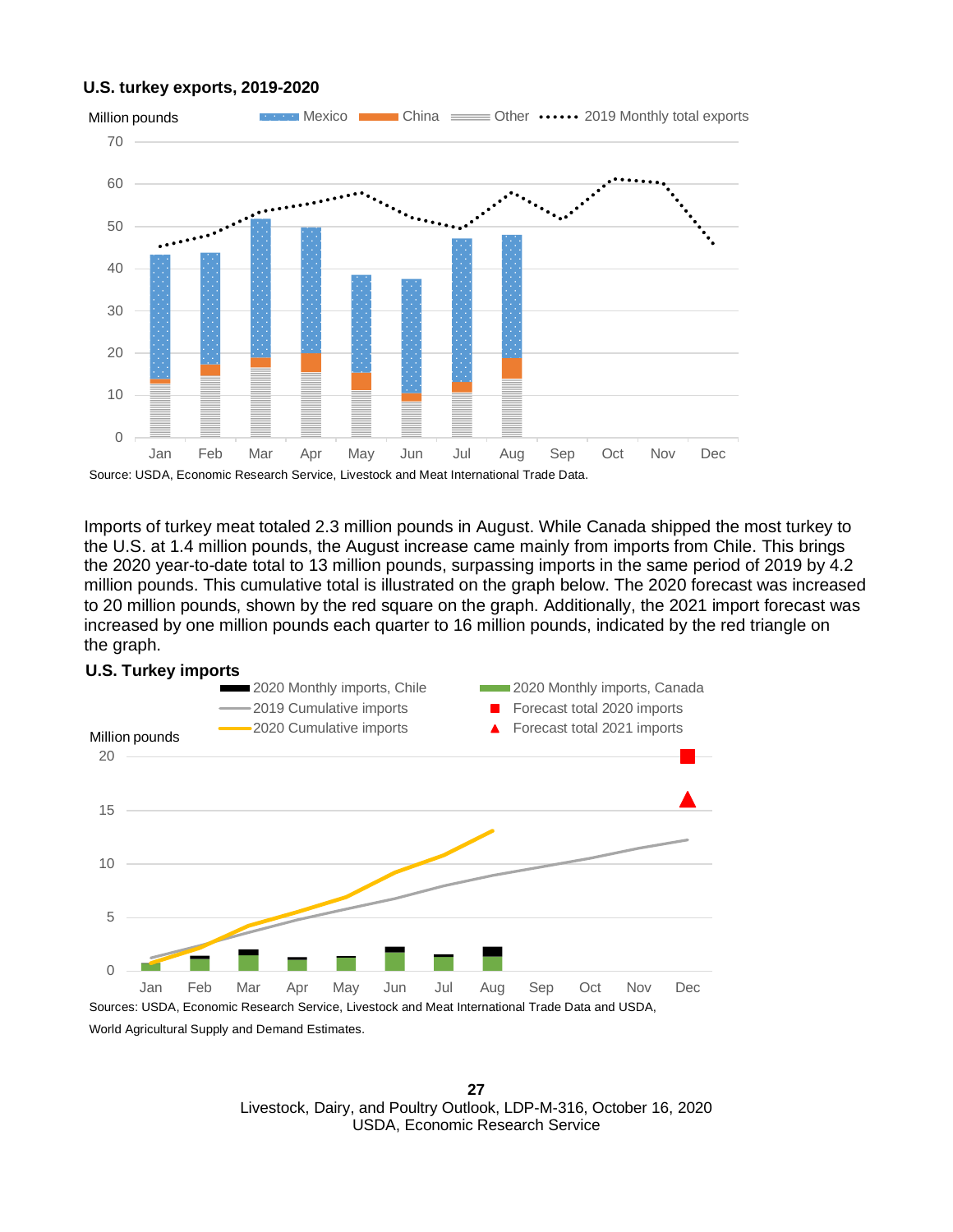**U.S. turkey exports, 2019-2020**

Source: USDA, Economic Research Service, Livestock and Meat International Trade Data.

Imports of turkey meat totaled 2.3 million pounds in August. While Canada shipped the most turkey to the U.S. at 1.4 million pounds, the August increase came mainly from imports from Chile. This brings the 2020 year-to-date total to 13 million pounds, surpassing imports in the same period of 2019 by 4.2 million pounds. This cumulative total is illustrated on the graph below. The 2020 forecast was increased to 20 million pounds, shown by the red square on the graph. Additionally, the 2021 import forecast was increased by one million pounds each quarter to 16 million pounds, indicated by the red triangle on the graph.

**U.S. Turkey imports**

Sources: USDA, Economic Research Service, Livestock and Meat International Trade Data and USDA, World Agricultural Supply and Demand Estimates.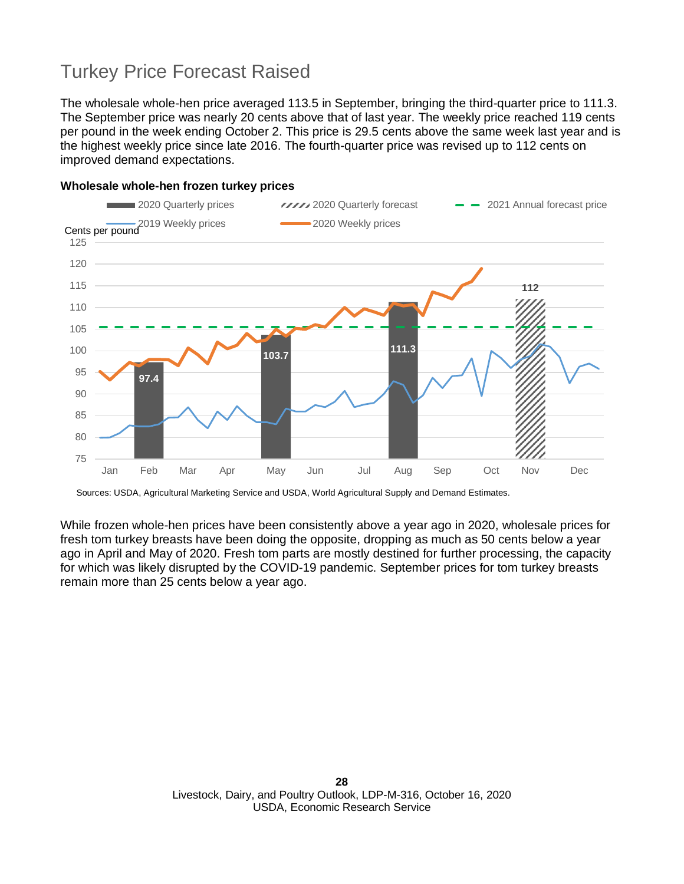# Turkey Price Forecast Raised

The wholesale whole-hen price averaged 113.5 in September, bringing the third-quarter price to 111.3. The September price was nearly 20 cents above that of last year. The weekly price reached 119 cents per pound in the week ending October 2. This price is 29.5 cents above the same week last year and is the highest weekly price since late 2016. The fourth-quarter price was revised up to 112 cents on improved demand expectations.

**Wholesale whole-hen frozen turkey prices**

Sources: USDA, Agricultural Marketing Service and USDA, World Agricultural Supply and Demand Estimates.

While frozen whole-hen prices have been consistently above a year ago in 2020, wholesale prices for fresh tom turkey breasts have been doing the opposite, dropping as much as 50 cents below a year ago in April and May of 2020. Fresh tom parts are mostly destined for further processing, the capacity for which was likely disrupted by the COVID-19 pandemic. September prices for tom turkey breasts remain more than 25 cents below a year ago.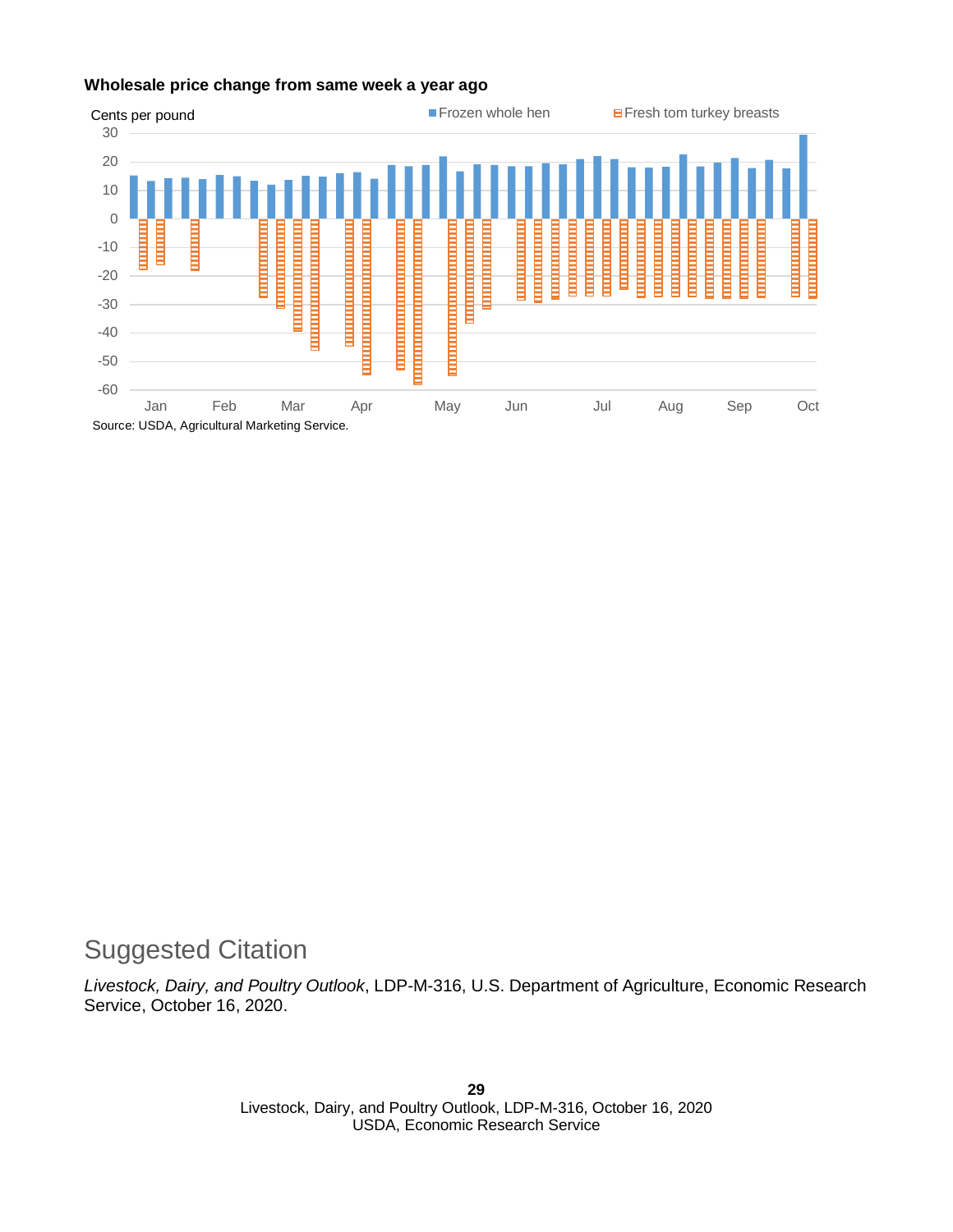**Wholesale price change from same week a year ago**

Cents per pound

Frozen whole hen / Fresh tom turkey breasts

Source: USDA, Agricultural Marketing Service.

## Suggested Citation

*Livestock, Dairy, and Poultry Outlook*, LDP-M-316, U.S. Department of Agriculture, Economic Research Service, October 16, 2020.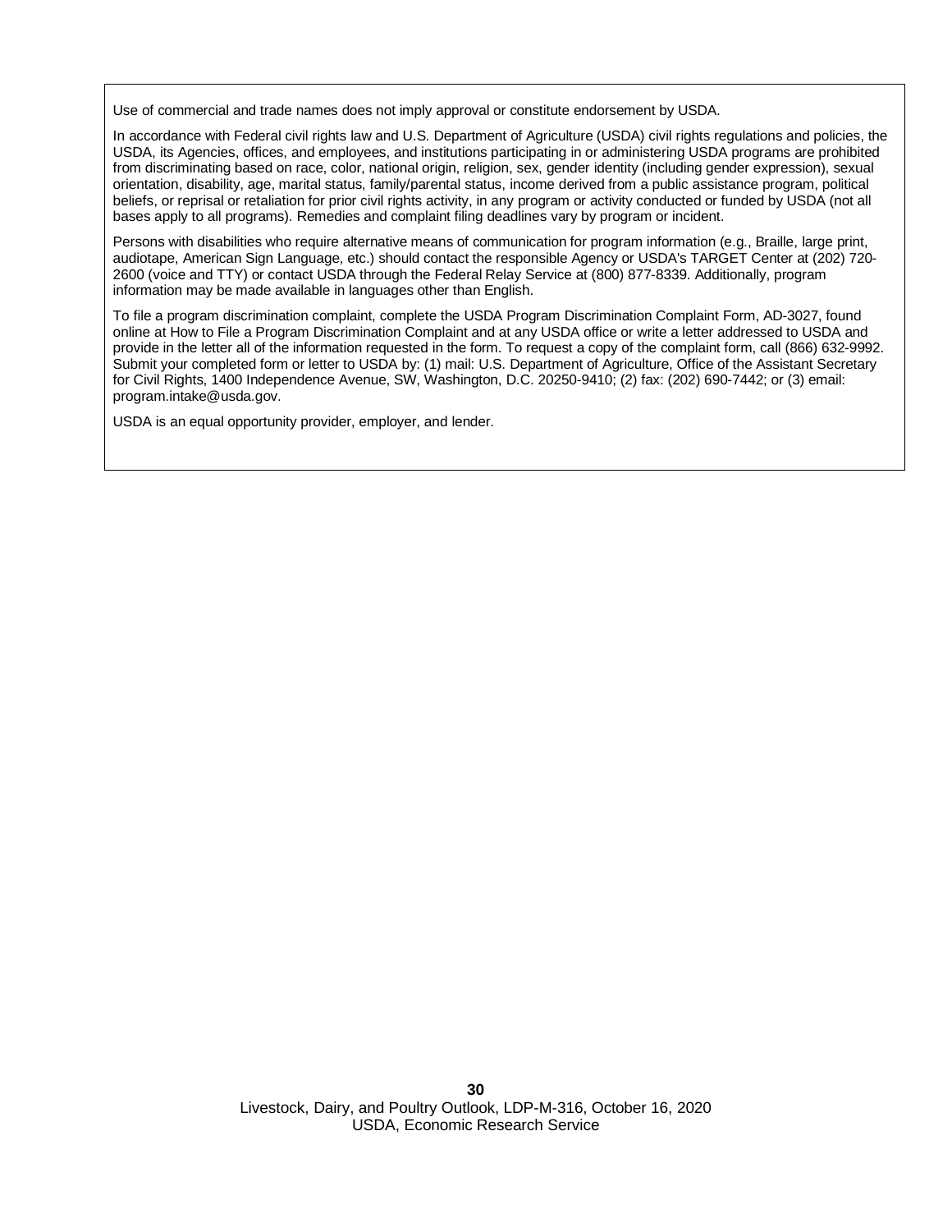Use of commercial and trade names does not imply approval or constitute endorsement by USDA.

In accordance with Federal civil rights law and U.S. Department of Agriculture (USDA) civil rights regulations and policies, the USDA, its Agencies, offices, and employees, and institutions participating in or administering USDA programs are prohibited from discriminating based on race, color, national origin, religion, sex, gender identity (including gender expression), sexual orientation, disability, age, marital status, family/parental status, income derived from a public assistance program, political beliefs, or reprisal or retaliation for prior civil rights activity, in any program or activity conducted or funded by USDA (not all bases apply to all programs). Remedies and complaint filing deadlines vary by program or incident.

Persons with disabilities who require alternative means of communication for program information (e.g., Braille, large print, audiotape, American Sign Language, etc.) should contact the responsible Agency or USDA's TARGET Center at (202) 720-2600 (voice and TTY) or contact USDA through the Federal Relay Service at (800) 877-8339. Additionally, program information may be made available in languages other than English.

To file a program discrimination complaint, complete the USDA Program Discrimination Complaint Form, AD-3027, found online at How to File a Program Discrimination Complaint and at any USDA office or write a letter addressed to USDA and provide in the letter all of the information requested in the form. To request a copy of the complaint form, call (866) 632-9992. Submit your completed form or letter to USDA by: (1) mail: U.S. Department of Agriculture, Office of the Assistant Secretary for Civil Rights, 1400 Independence Avenue, SW, Washington, D.C. 20250-9410; (2) fax: (202) 690-7442; or (3) email: program.intake@usda.gov.

USDA is an equal opportunity provider, employer, and lender.